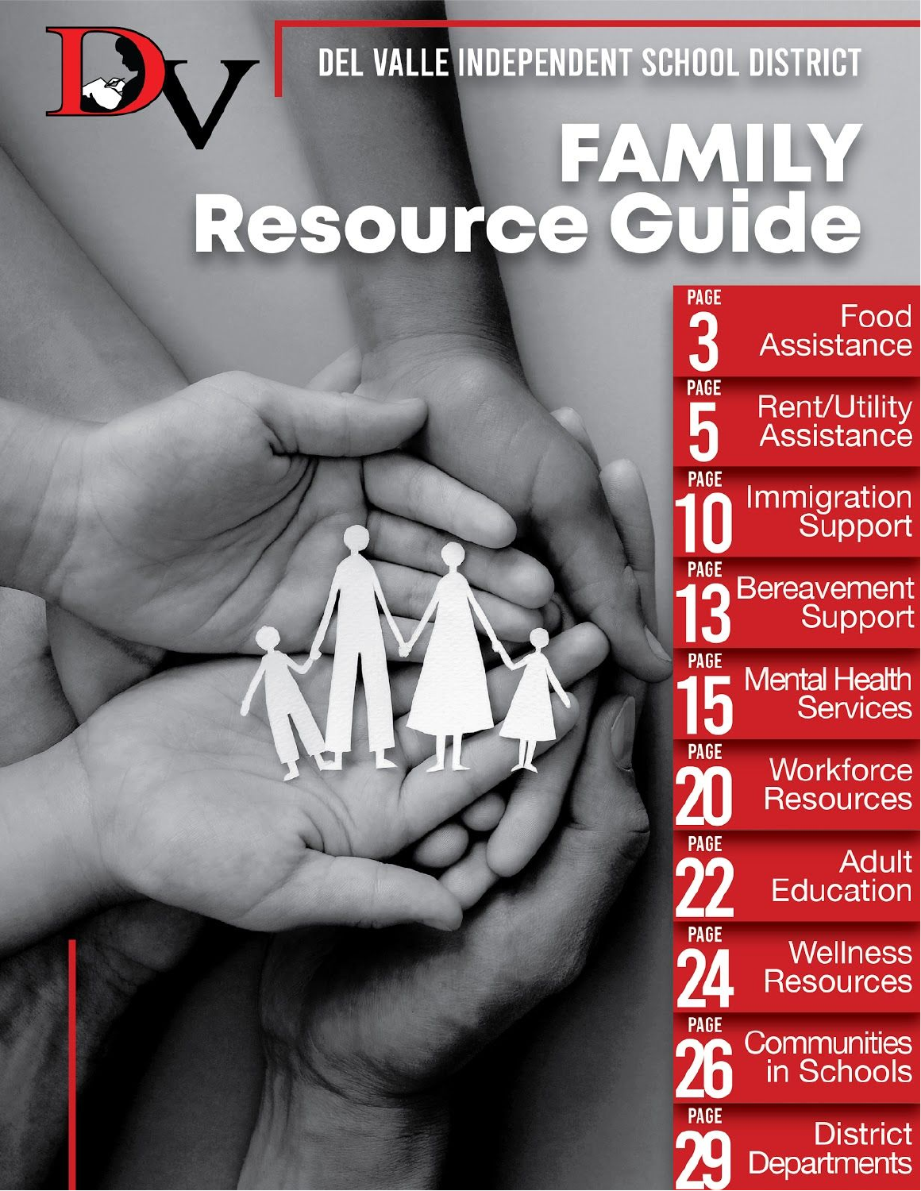# DEL VALLE INDEPENDENT SCHOOL DISTRICT

# FAMILY Resource Guide

| Page | Section |
|---|---|
| PAGE 3 | Food Assistance |
| PAGE 5 | Rent/Utility Assistance |
| PAGE 10 | Immigration Support |
| PAGE 13 | Bereavement Support |
| PAGE 15 | Mental Health Services |
| PAGE 20 | Workforce Resources |
| PAGE 22 | Adult Education |
| PAGE 24 | Wellness Resources |
| PAGE 26 | Communities in Schools |
| PAGE 29 | District Departments |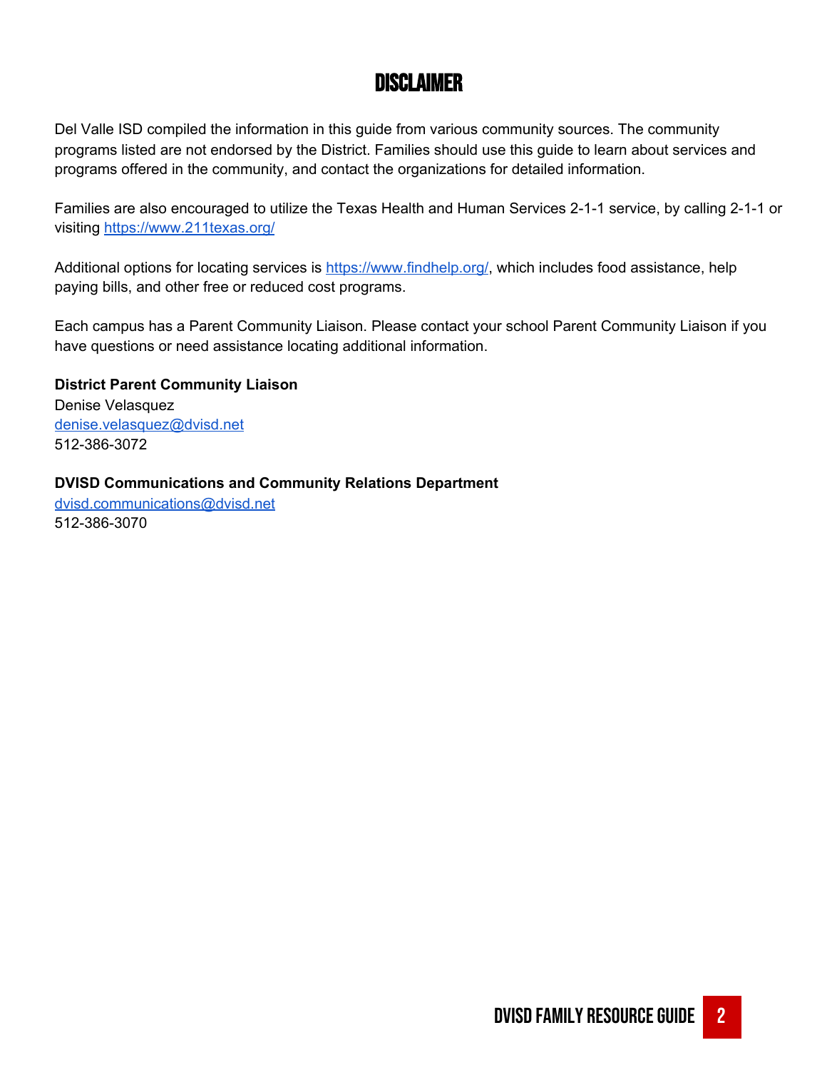# DISCLAIMER

Del Valle ISD compiled the information in this guide from various community sources. The community programs listed are not endorsed by the District. Families should use this guide to learn about services and programs offered in the community, and contact the organizations for detailed information.

Families are also encouraged to utilize the Texas Health and Human Services 2-1-1 service, by calling 2-1-1 or visiting https://www.211texas.org/

Additional options for locating services is https://www.findhelp.org/, which includes food assistance, help paying bills, and other free or reduced cost programs.

Each campus has a Parent Community Liaison. Please contact your school Parent Community Liaison if you have questions or need assistance locating additional information.

**District Parent Community Liaison**
Denise Velasquez
denise.velasquez@dvisd.net
512-386-3072

**DVISD Communications and Community Relations Department**
dvisd.communications@dvisd.net
512-386-3070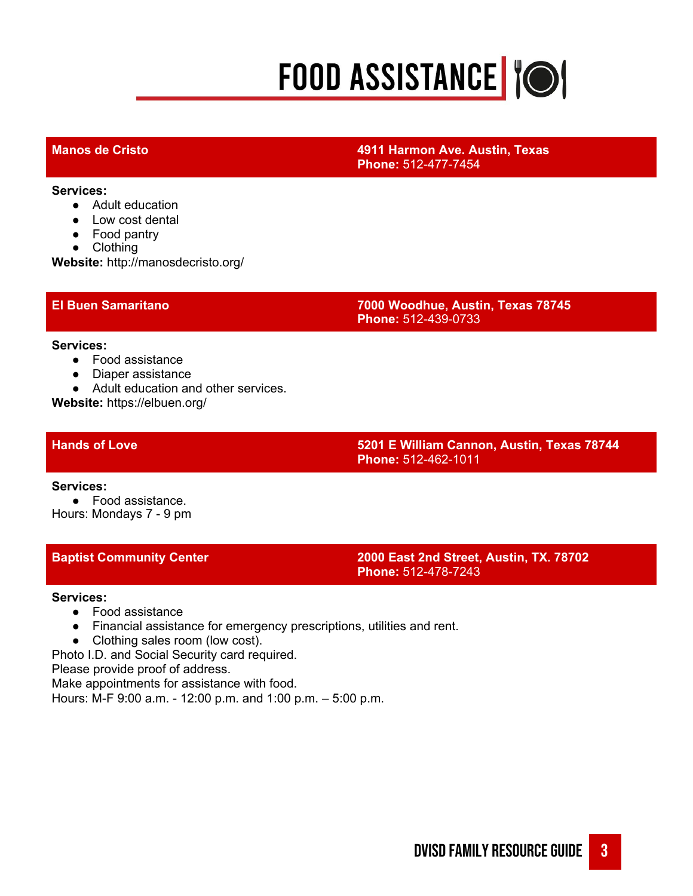# FOOD ASSISTANCE

## Manos de Cristo

**4911 Harmon Ave. Austin, Texas**
**Phone:** 512-477-7454

**Services:**

- Adult education
- Low cost dental
- Food pantry
- Clothing

**Website:** http://manosdecristo.org/

## El Buen Samaritano

**7000 Woodhue, Austin, Texas 78745**
**Phone:** 512-439-0733

**Services:**

- Food assistance
- Diaper assistance
- Adult education and other services.

**Website:** https://elbuen.org/

## Hands of Love

**5201 E William Cannon, Austin, Texas 78744**
**Phone:** 512-462-1011

**Services:**

- Food assistance.

Hours: Mondays 7 - 9 pm

## Baptist Community Center

**2000 East 2nd Street, Austin, TX. 78702**
**Phone:** 512-478-7243

**Services:**

- Food assistance
- Financial assistance for emergency prescriptions, utilities and rent.
- Clothing sales room (low cost).

Photo I.D. and Social Security card required.
Please provide proof of address.
Make appointments for assistance with food.
Hours: M-F 9:00 a.m. - 12:00 p.m. and 1:00 p.m. – 5:00 p.m.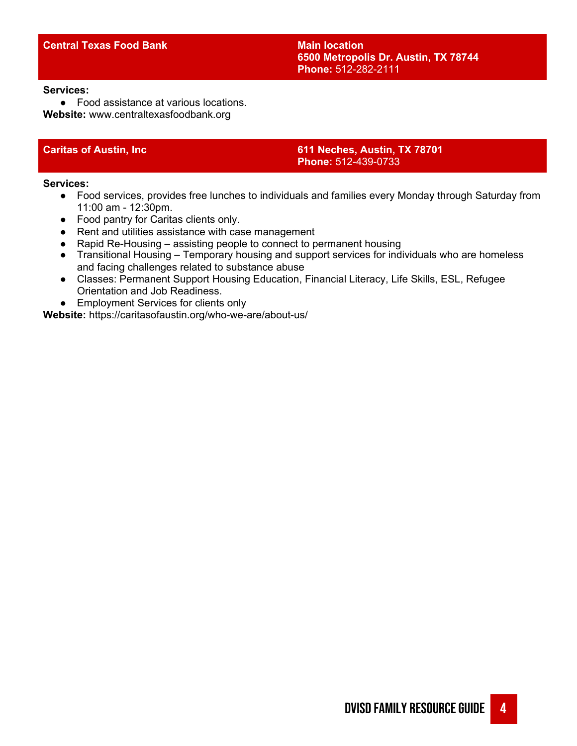## Central Texas Food Bank

**Main location**
**6500 Metropolis Dr. Austin, TX 78744**
**Phone:** 512-282-2111

**Services:**

- Food assistance at various locations.

**Website:** www.centraltexasfoodbank.org

## Caritas of Austin, Inc

**611 Neches, Austin, TX 78701**
**Phone:** 512-439-0733

**Services:**

- Food services, provides free lunches to individuals and families every Monday through Saturday from 11:00 am - 12:30pm.
- Food pantry for Caritas clients only.
- Rent and utilities assistance with case management
- Rapid Re-Housing – assisting people to connect to permanent housing
- Transitional Housing – Temporary housing and support services for individuals who are homeless and facing challenges related to substance abuse
- Classes: Permanent Support Housing Education, Financial Literacy, Life Skills, ESL, Refugee Orientation and Job Readiness.
- Employment Services for clients only

**Website:** https://caritasofaustin.org/who-we-are/about-us/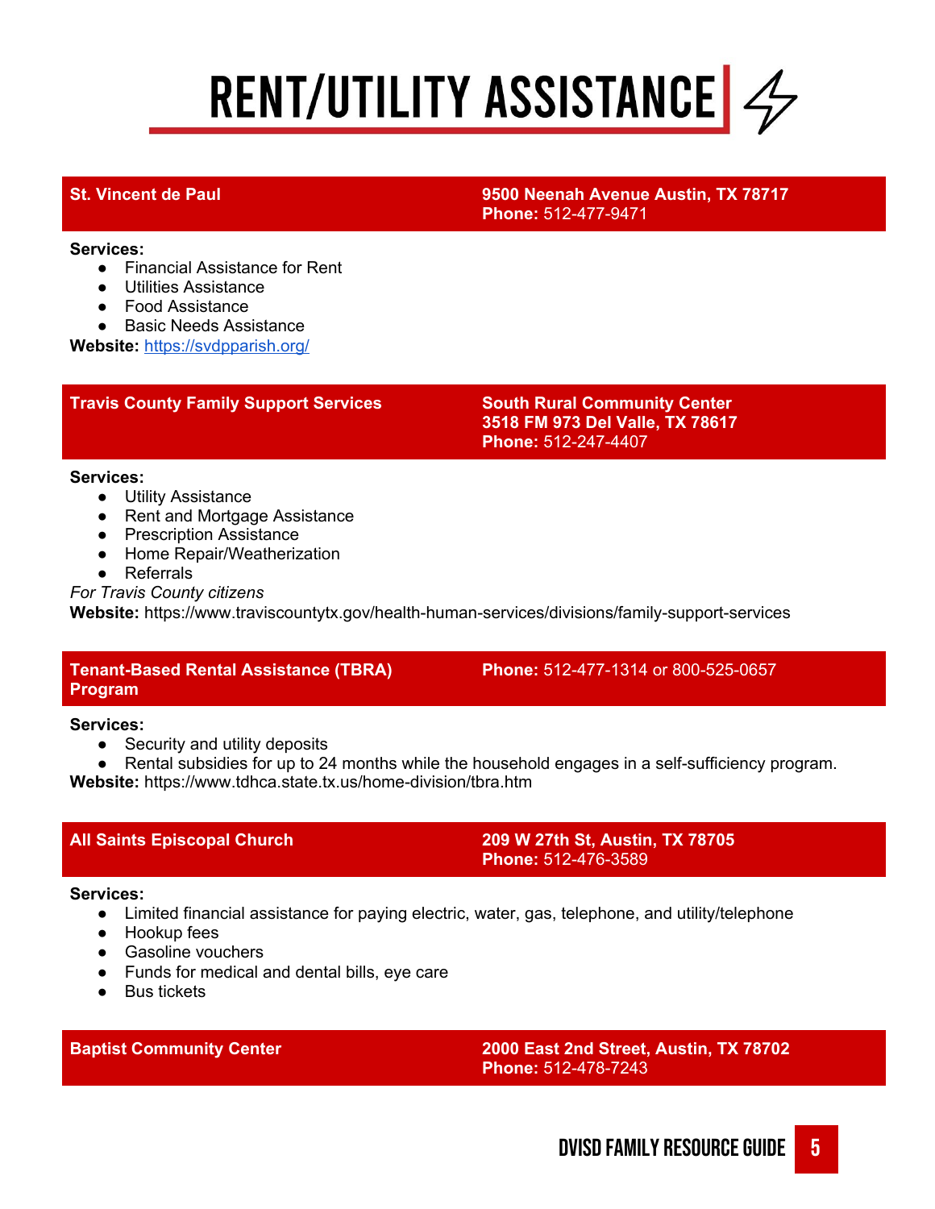# RENT/UTILITY ASSISTANCE

## St. Vincent de Paul

**9500 Neenah Avenue Austin, TX 78717**
**Phone:** 512-477-9471

**Services:**

- Financial Assistance for Rent
- Utilities Assistance
- Food Assistance
- Basic Needs Assistance

**Website:** https://svdpparish.org/

## Travis County Family Support Services

**South Rural Community Center**
**3518 FM 973 Del Valle, TX 78617**
**Phone:** 512-247-4407

**Services:**

- Utility Assistance
- Rent and Mortgage Assistance
- Prescription Assistance
- Home Repair/Weatherization
- Referrals

*For Travis County citizens*

**Website:** https://www.traviscountytx.gov/health-human-services/divisions/family-support-services

## Tenant-Based Rental Assistance (TBRA) Program

**Phone:** 512-477-1314 or 800-525-0657

**Services:**

- Security and utility deposits
- Rental subsidies for up to 24 months while the household engages in a self-sufficiency program.

**Website:** https://www.tdhca.state.tx.us/home-division/tbra.htm

## All Saints Episcopal Church

**209 W 27th St, Austin, TX 78705**
**Phone:** 512-476-3589

**Services:**

- Limited financial assistance for paying electric, water, gas, telephone, and utility/telephone
- Hookup fees
- Gasoline vouchers
- Funds for medical and dental bills, eye care
- Bus tickets

## Baptist Community Center

**2000 East 2nd Street, Austin, TX 78702**
**Phone:** 512-478-7243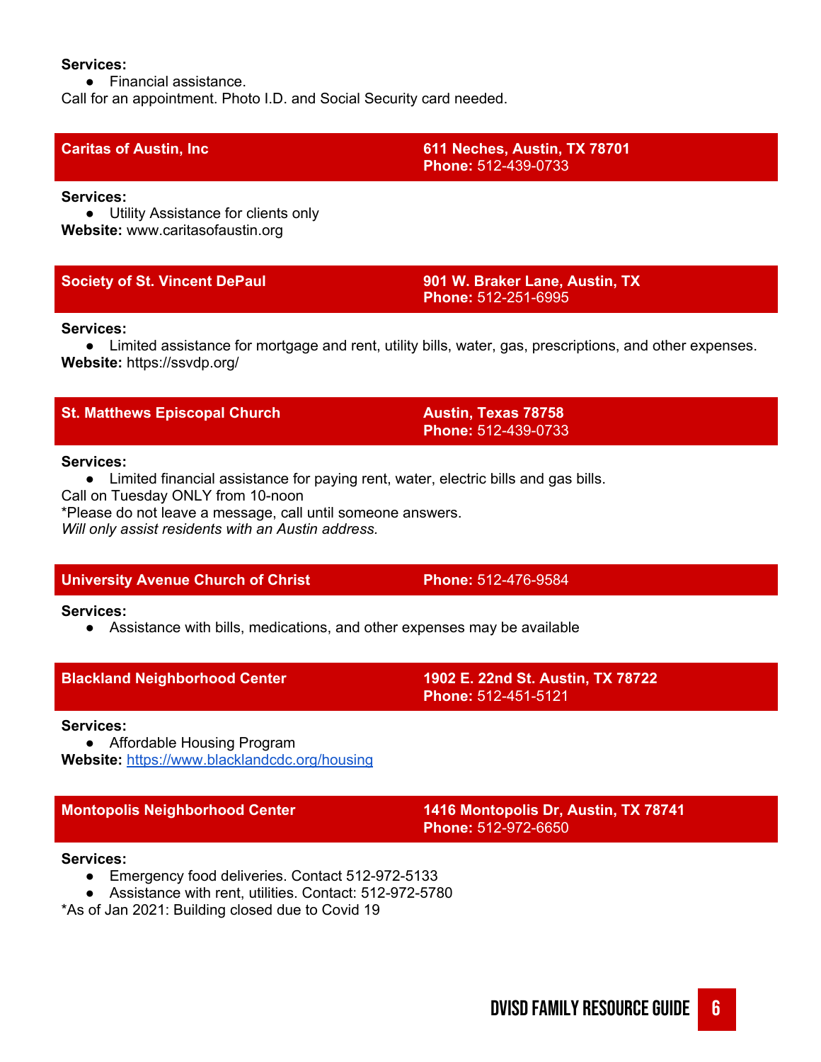**Services:**

- Financial assistance.

Call for an appointment. Photo I.D. and Social Security card needed.

## Caritas of Austin, Inc

**611 Neches, Austin, TX 78701**
**Phone:** 512-439-0733

**Services:**

- Utility Assistance for clients only

**Website:** www.caritasofaustin.org

## Society of St. Vincent DePaul

**901 W. Braker Lane, Austin, TX**
**Phone:** 512-251-6995

**Services:**

- Limited assistance for mortgage and rent, utility bills, water, gas, prescriptions, and other expenses.

**Website:** https://ssvdp.org/

## St. Matthews Episcopal Church

**Austin, Texas 78758**
**Phone:** 512-439-0733

**Services:**

- Limited financial assistance for paying rent, water, electric bills and gas bills.

Call on Tuesday ONLY from 10-noon

*Please do not leave a message, call until someone answers.

*Will only assist residents with an Austin address.*

## University Avenue Church of Christ

**Phone:** 512-476-9584

**Services:**

- Assistance with bills, medications, and other expenses may be available

## Blackland Neighborhood Center

**1902 E. 22nd St. Austin, TX 78722**
**Phone:** 512-451-5121

**Services:**

- Affordable Housing Program

**Website:** https://www.blacklandcdc.org/housing

## Montopolis Neighborhood Center

**1416 Montopolis Dr, Austin, TX 78741**
**Phone:** 512-972-6650

**Services:**

- Emergency food deliveries. Contact 512-972-5133
- Assistance with rent, utilities. Contact: 512-972-5780

*As of Jan 2021: Building closed due to Covid 19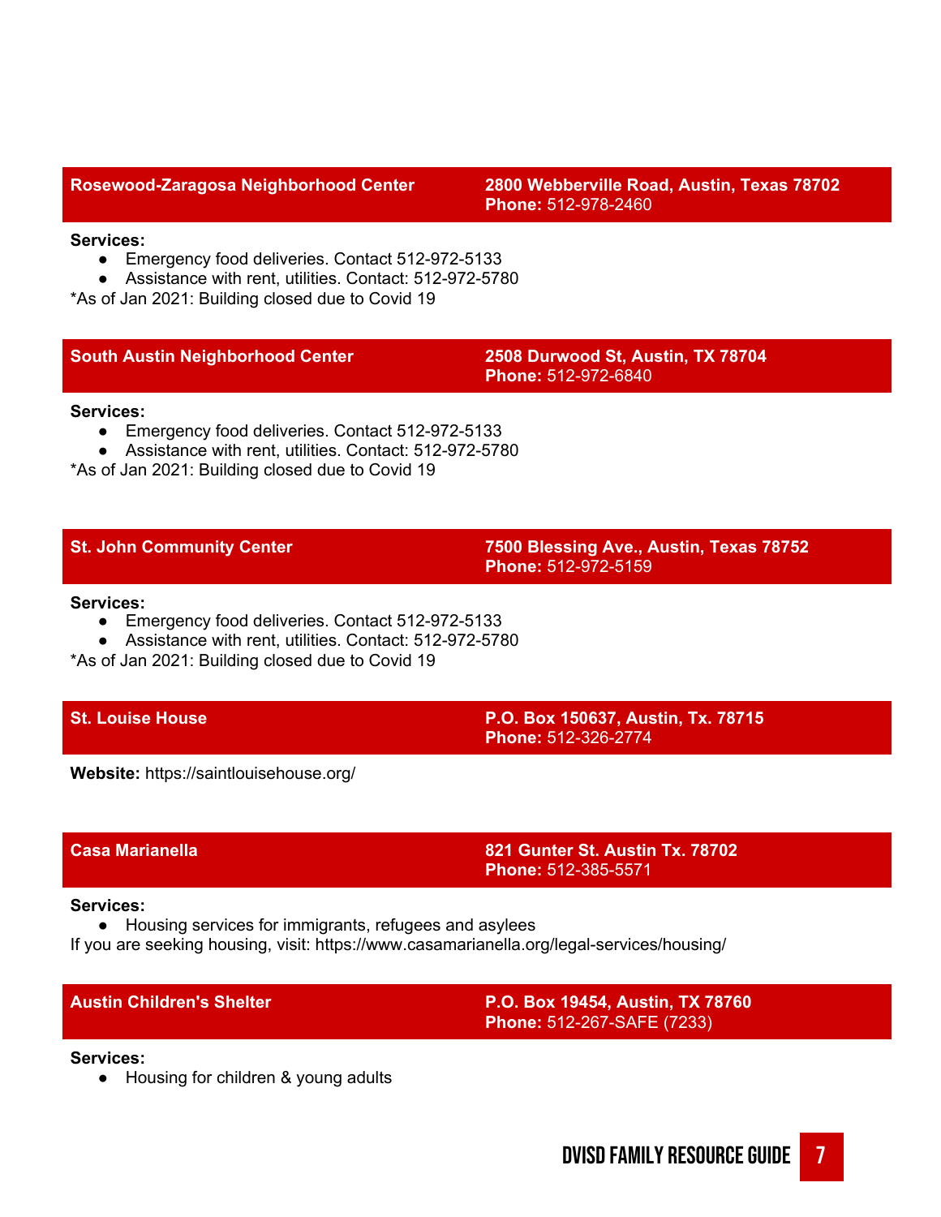## Rosewood-Zaragosa Neighborhood Center

**2800 Webberville Road, Austin, Texas 78702**
**Phone:** 512-978-2460

**Services:**

- Emergency food deliveries. Contact 512-972-5133
- Assistance with rent, utilities. Contact: 512-972-5780

*As of Jan 2021: Building closed due to Covid 19

## South Austin Neighborhood Center

**2508 Durwood St, Austin, TX 78704**
**Phone:** 512-972-6840

**Services:**

- Emergency food deliveries. Contact 512-972-5133
- Assistance with rent, utilities. Contact: 512-972-5780

*As of Jan 2021: Building closed due to Covid 19

## St. John Community Center

**7500 Blessing Ave., Austin, Texas 78752**
**Phone:** 512-972-5159

**Services:**

- Emergency food deliveries. Contact 512-972-5133
- Assistance with rent, utilities. Contact: 512-972-5780

*As of Jan 2021: Building closed due to Covid 19

## St. Louise House

**P.O. Box 150637, Austin, Tx. 78715**
**Phone:** 512-326-2774

**Website:** https://saintlouisehouse.org/

## Casa Marianella

**821 Gunter St. Austin Tx. 78702**
**Phone:** 512-385-5571

**Services:**

- Housing services for immigrants, refugees and asylees

If you are seeking housing, visit: https://www.casamarianella.org/legal-services/housing/

## Austin Children's Shelter

**P.O. Box 19454, Austin, TX 78760**
**Phone:** 512-267-SAFE (7233)

**Services:**

- Housing for children & young adults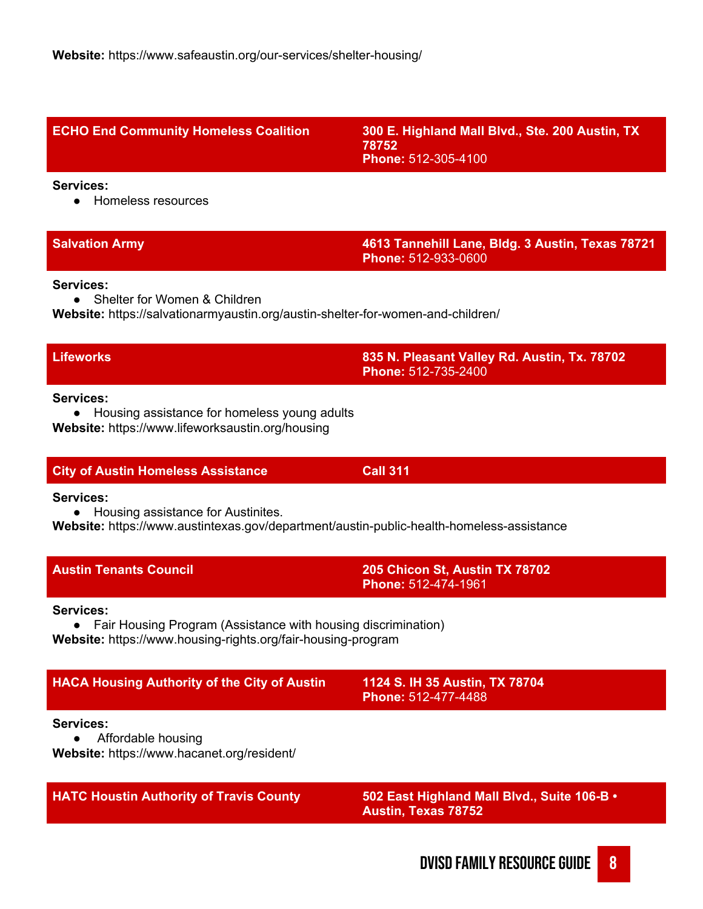**Website:** https://www.safeaustin.org/our-services/shelter-housing/

| **ECHO End Community Homeless Coalition** | **300 E. Highland Mall Blvd., Ste. 200 Austin, TX 78752** **Phone:** 512-305-4100 |
|---|---|

**Services:**

- Homeless resources

| **Salvation Army** | **4613 Tannehill Lane, Bldg. 3 Austin, Texas 78721** **Phone:** 512-933-0600 |
|---|---|

**Services:**

- Shelter for Women & Children

**Website:** https://salvationarmyaustin.org/austin-shelter-for-women-and-children/

| **Lifeworks** | **835 N. Pleasant Valley Rd. Austin, Tx. 78702** **Phone:** 512-735-2400 |
|---|---|

**Services:**

- Housing assistance for homeless young adults

**Website:** https://www.lifeworksaustin.org/housing

| **City of Austin Homeless Assistance** | **Call 311** |
|---|---|

**Services:**

- Housing assistance for Austinites.

**Website:** https://www.austintexas.gov/department/austin-public-health-homeless-assistance

| **Austin Tenants Council** | **205 Chicon St, Austin TX 78702** **Phone:** 512-474-1961 |
|---|---|

**Services:**

- Fair Housing Program (Assistance with housing discrimination)

**Website:** https://www.housing-rights.org/fair-housing-program

| **HACA Housing Authority of the City of Austin** | **1124 S. IH 35 Austin, TX 78704** **Phone:** 512-477-4488 |
|---|---|

**Services:**

- Affordable housing

**Website:** https://www.hacanet.org/resident/

| **HATC Houstin Authority of Travis County** | **502 East Highland Mall Blvd., Suite 106-B • Austin, Texas 78752** |
|---|---|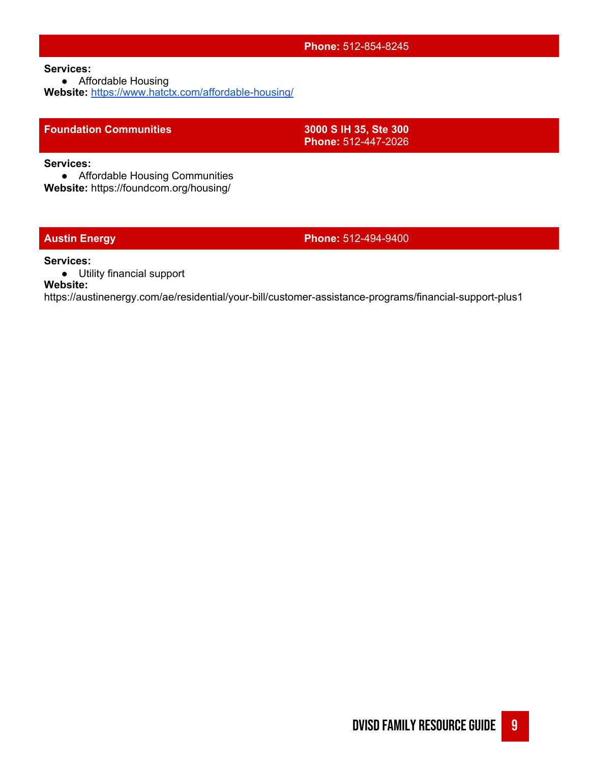**Phone:** 512-854-8245

**Services:**

- Affordable Housing

**Website:** https://www.hatctx.com/affordable-housing/

## Foundation Communities

**3000 S IH 35, Ste 300**
**Phone:** 512-447-2026

**Services:**

- Affordable Housing Communities

**Website:** https://foundcom.org/housing/

## Austin Energy

**Phone:** 512-494-9400

**Services:**

- Utility financial support

**Website:**
https://austinenergy.com/ae/residential/your-bill/customer-assistance-programs/financial-support-plus1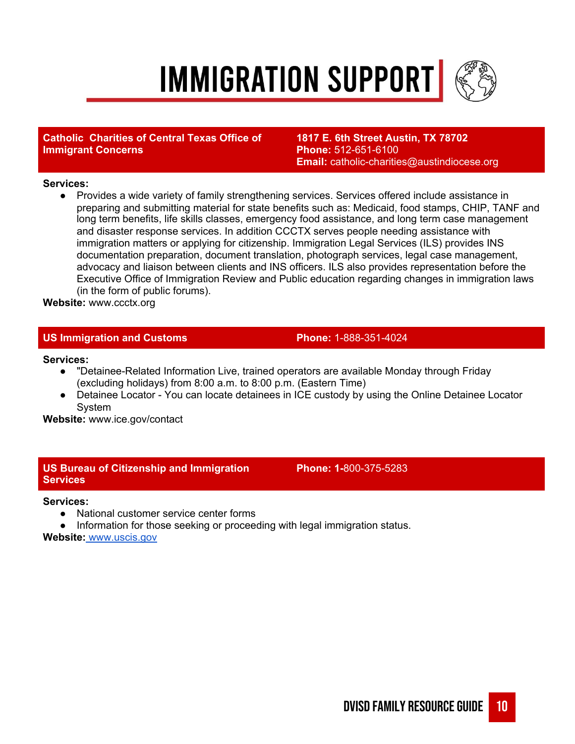# IMMIGRATION SUPPORT

**Catholic Charities of Central Texas Office of Immigrant Concerns**
**1817 E. 6th Street Austin, TX 78702**
**Phone:** 512-651-6100
**Email:** catholic-charities@austindiocese.org

**Services:**

- Provides a wide variety of family strengthening services. Services offered include assistance in preparing and submitting material for state benefits such as: Medicaid, food stamps, CHIP, TANF and long term benefits, life skills classes, emergency food assistance, and long term case management and disaster response services. In addition CCCTX serves people needing assistance with immigration matters or applying for citizenship. Immigration Legal Services (ILS) provides INS documentation preparation, document translation, photograph services, legal case management, advocacy and liaison between clients and INS officers. ILS also provides representation before the Executive Office of Immigration Review and Public education regarding changes in immigration laws (in the form of public forums).

**Website:** www.ccctx.org

**US Immigration and Customs**
**Phone:** 1-888-351-4024

**Services:**

- "Detainee-Related Information Live, trained operators are available Monday through Friday (excluding holidays) from 8:00 a.m. to 8:00 p.m. (Eastern Time)
- Detainee Locator - You can locate detainees in ICE custody by using the Online Detainee Locator System

**Website:** www.ice.gov/contact

**US Bureau of Citizenship and Immigration Services**
**Phone:** 1-800-375-5283

**Services:**

- National customer service center forms
- Information for those seeking or proceeding with legal immigration status.

**Website:** www.uscis.gov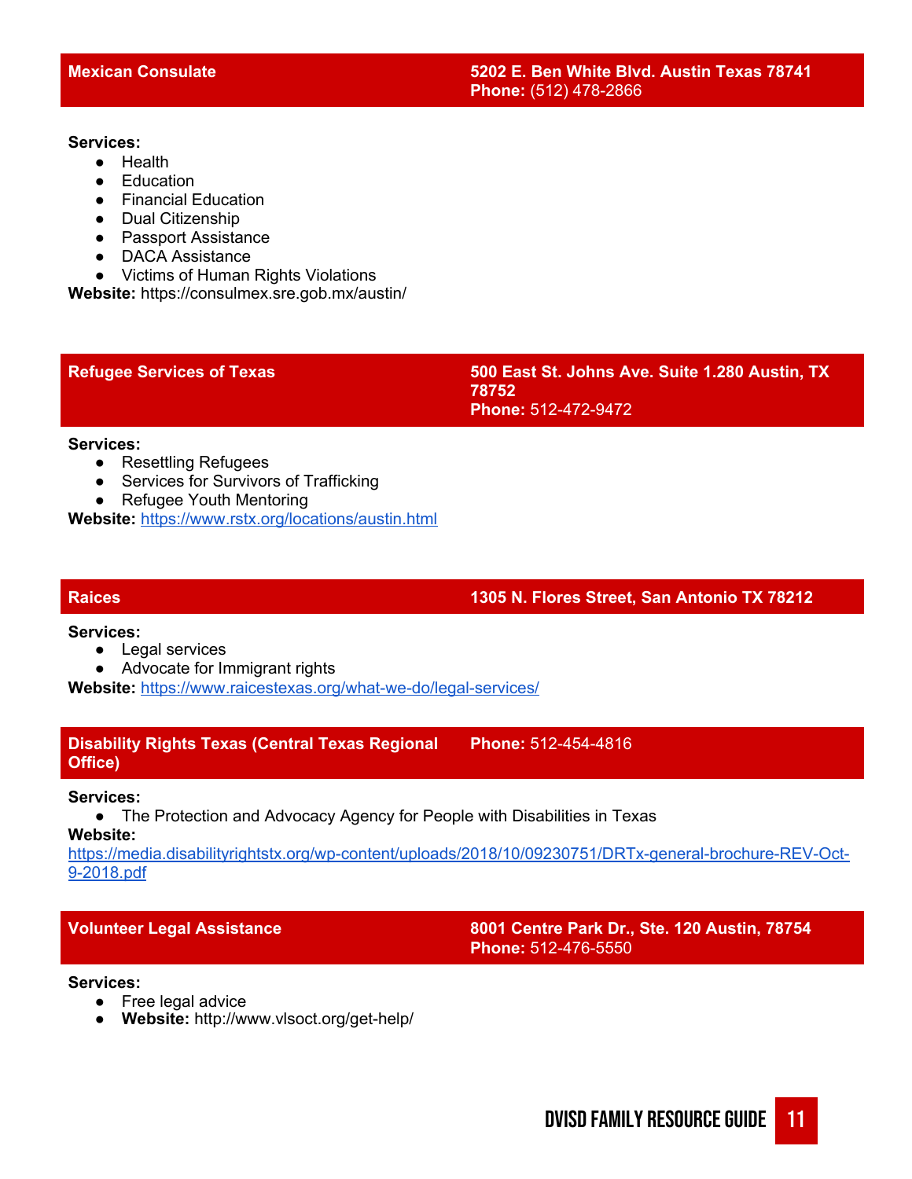## Mexican Consulate

**5202 E. Ben White Blvd. Austin Texas 78741**
**Phone:** (512) 478-2866

**Services:**
- Health
- Education
- Financial Education
- Dual Citizenship
- Passport Assistance
- DACA Assistance
- Victims of Human Rights Violations

**Website:** https://consulmex.sre.gob.mx/austin/

## Refugee Services of Texas

**500 East St. Johns Ave. Suite 1.280 Austin, TX 78752**
**Phone:** 512-472-9472

**Services:**
- Resettling Refugees
- Services for Survivors of Trafficking
- Refugee Youth Mentoring

**Website:** https://www.rstx.org/locations/austin.html

## Raices

**1305 N. Flores Street, San Antonio TX 78212**

**Services:**
- Legal services
- Advocate for Immigrant rights

**Website:** https://www.raicestexas.org/what-we-do/legal-services/

## Disability Rights Texas (Central Texas Regional Office)

**Phone:** 512-454-4816

**Services:**
- The Protection and Advocacy Agency for People with Disabilities in Texas

**Website:**
https://media.disabilityrightstx.org/wp-content/uploads/2018/10/09230751/DRTx-general-brochure-REV-Oct-9-2018.pdf

## Volunteer Legal Assistance

**8001 Centre Park Dr., Ste. 120 Austin, 78754**
**Phone:** 512-476-5550

**Services:**
- Free legal advice
- **Website:** http://www.vlsoct.org/get-help/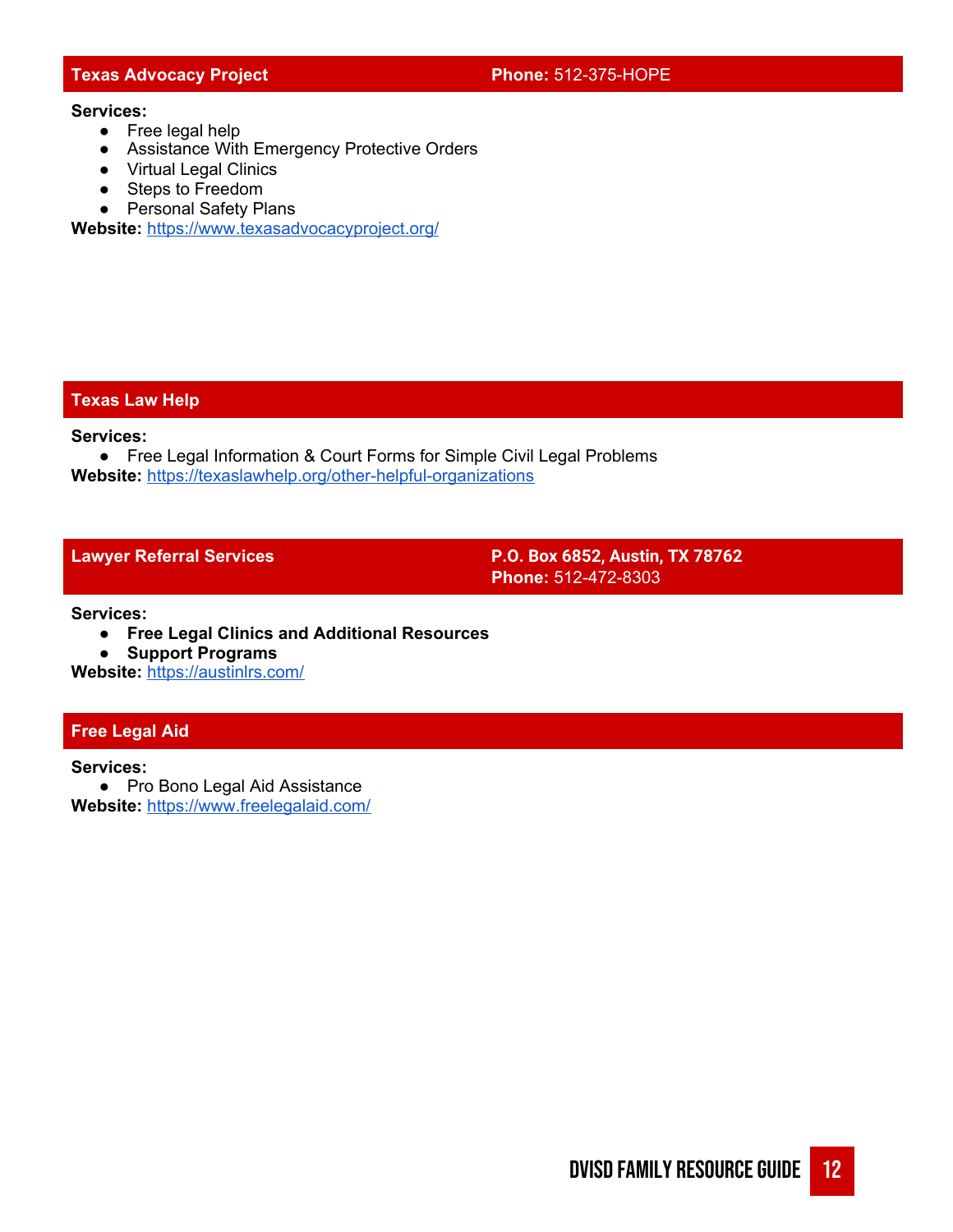## Texas Advocacy Project

**Phone:** 512-375-HOPE

**Services:**

- Free legal help
- Assistance With Emergency Protective Orders
- Virtual Legal Clinics
- Steps to Freedom
- Personal Safety Plans

**Website:** https://www.texasadvocacyproject.org/

## Texas Law Help

**Services:**

- Free Legal Information & Court Forms for Simple Civil Legal Problems

**Website:** https://texaslawhelp.org/other-helpful-organizations

## Lawyer Referral Services

**P.O. Box 6852, Austin, TX 78762**
**Phone:** 512-472-8303

**Services:**

- **Free Legal Clinics and Additional Resources**
- **Support Programs**

**Website:** https://austinlrs.com/

## Free Legal Aid

**Services:**

- Pro Bono Legal Aid Assistance

**Website:** https://www.freelegalaid.com/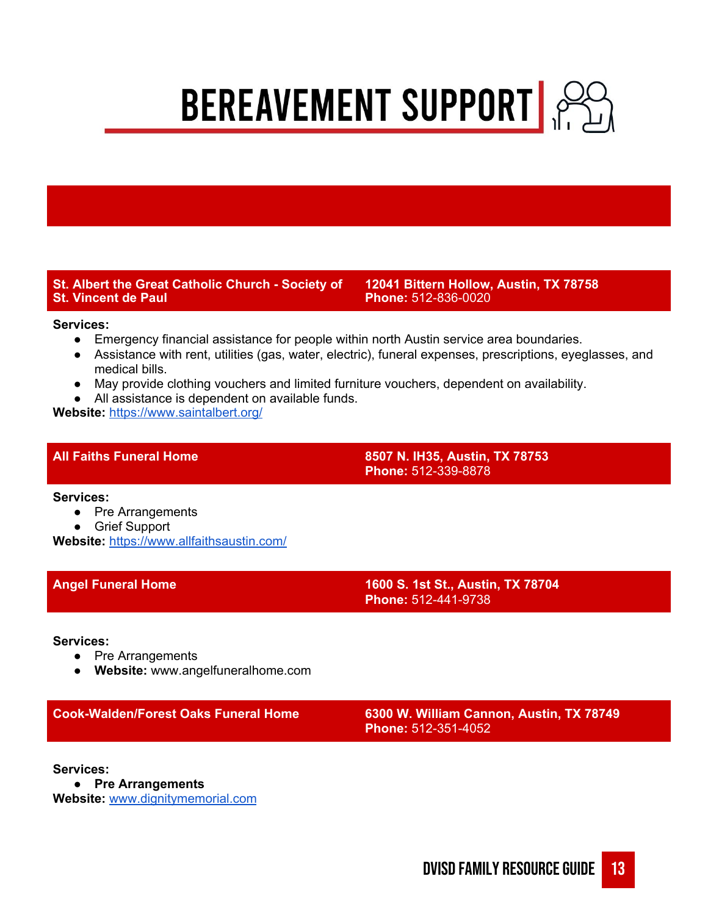# BEREAVEMENT SUPPORT

**St. Albert the Great Catholic Church - Society of St. Vincent de Paul**
**12041 Bittern Hollow, Austin, TX 78758**
**Phone:** 512-836-0020

**Services:**

- Emergency financial assistance for people within north Austin service area boundaries.
- Assistance with rent, utilities (gas, water, electric), funeral expenses, prescriptions, eyeglasses, and medical bills.
- May provide clothing vouchers and limited furniture vouchers, dependent on availability.
- All assistance is dependent on available funds.

**Website:** https://www.saintalbert.org/

**All Faiths Funeral Home**
**8507 N. IH35, Austin, TX 78753**
**Phone:** 512-339-8878

**Services:**

- Pre Arrangements
- Grief Support

**Website:** https://www.allfaithsaustin.com/

**Angel Funeral Home**
**1600 S. 1st St., Austin, TX 78704**
**Phone:** 512-441-9738

**Services:**

- Pre Arrangements
- **Website:** www.angelfuneralhome.com

**Cook-Walden/Forest Oaks Funeral Home**
**6300 W. William Cannon, Austin, TX 78749**
**Phone:** 512-351-4052

**Services:**

- **Pre Arrangements**

**Website:** www.dignitymemorial.com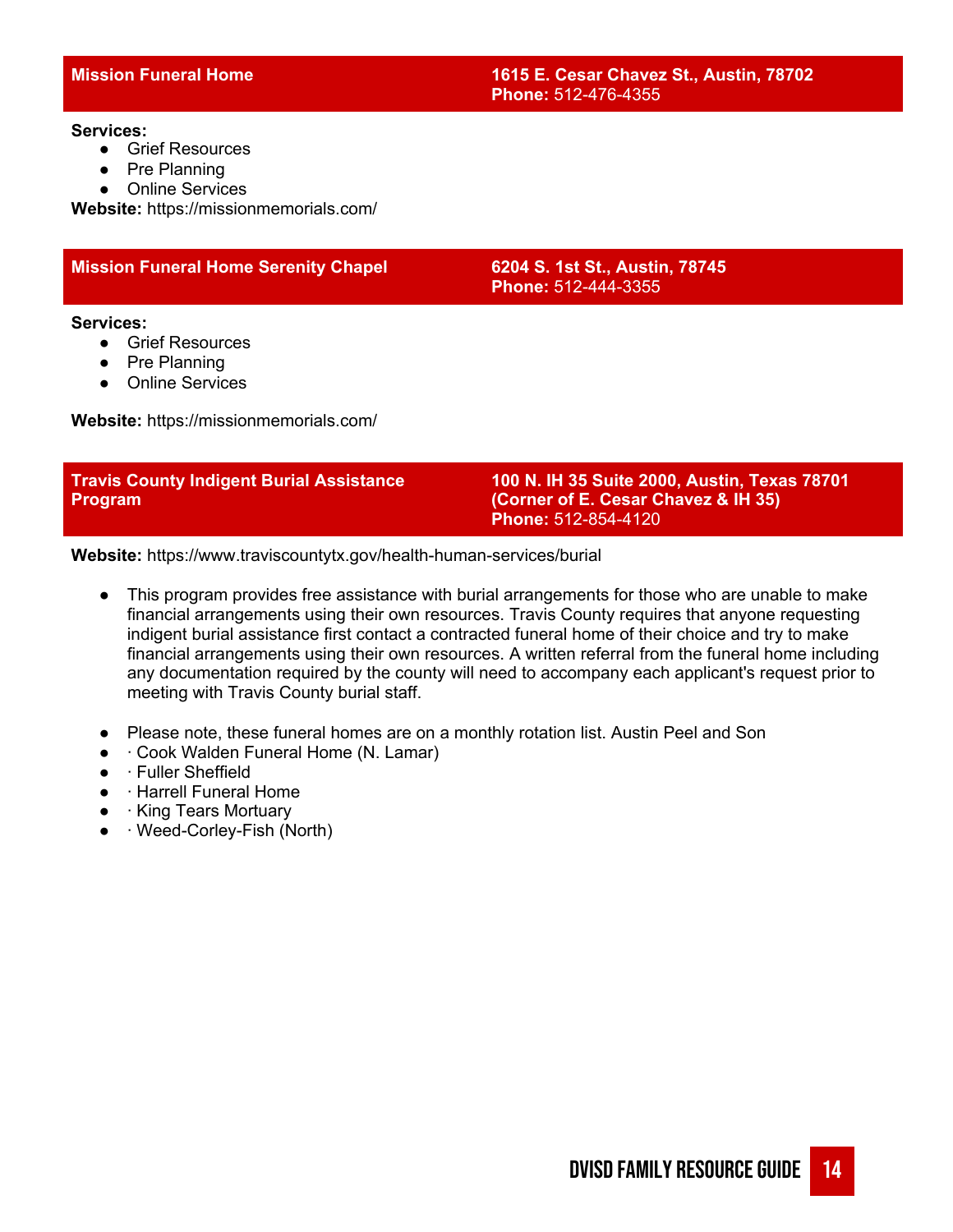### Mission Funeral Home

**1615 E. Cesar Chavez St., Austin, 78702**
**Phone:** 512-476-4355

**Services:**

- Grief Resources
- Pre Planning
- Online Services

**Website:** https://missionmemorials.com/

### Mission Funeral Home Serenity Chapel

**6204 S. 1st St., Austin, 78745**
**Phone:** 512-444-3355

**Services:**

- Grief Resources
- Pre Planning
- Online Services

**Website:** https://missionmemorials.com/

### Travis County Indigent Burial Assistance Program

**100 N. IH 35 Suite 2000, Austin, Texas 78701**
**(Corner of E. Cesar Chavez & IH 35)**
**Phone:** 512-854-4120

**Website:** https://www.traviscountytx.gov/health-human-services/burial

- This program provides free assistance with burial arrangements for those who are unable to make financial arrangements using their own resources. Travis County requires that anyone requesting indigent burial assistance first contact a contracted funeral home of their choice and try to make financial arrangements using their own resources. A written referral from the funeral home including any documentation required by the county will need to accompany each applicant's request prior to meeting with Travis County burial staff.

- Please note, these funeral homes are on a monthly rotation list. Austin Peel and Son
- · Cook Walden Funeral Home (N. Lamar)
- · Fuller Sheffield
- · Harrell Funeral Home
- · King Tears Mortuary
- · Weed-Corley-Fish (North)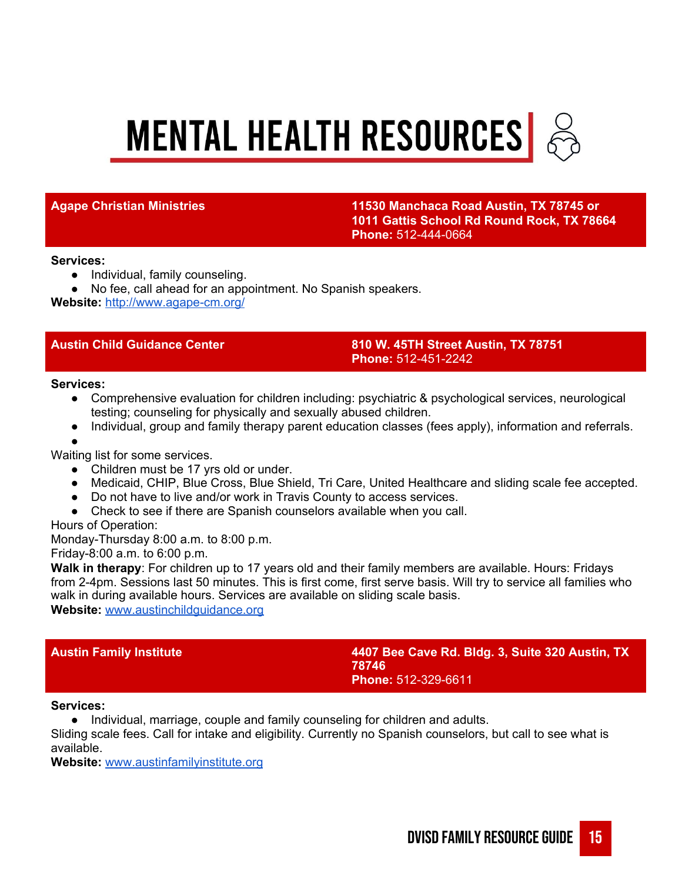# MENTAL HEALTH RESOURCES

## Agape Christian Ministries

**11530 Manchaca Road Austin, TX 78745 or 1011 Gattis School Rd Round Rock, TX 78664**
**Phone:** 512-444-0664

**Services:**

- Individual, family counseling.
- No fee, call ahead for an appointment. No Spanish speakers.

**Website:** http://www.agape-cm.org/

## Austin Child Guidance Center

**810 W. 45TH Street Austin, TX 78751**
**Phone:** 512-451-2242

**Services:**

- Comprehensive evaluation for children including: psychiatric & psychological services, neurological testing; counseling for physically and sexually abused children.
- Individual, group and family therapy parent education classes (fees apply), information and referrals.

Waiting list for some services.

- Children must be 17 yrs old or under.
- Medicaid, CHIP, Blue Cross, Blue Shield, Tri Care, United Healthcare and sliding scale fee accepted.
- Do not have to live and/or work in Travis County to access services.
- Check to see if there are Spanish counselors available when you call.

Hours of Operation:
Monday-Thursday 8:00 a.m. to 8:00 p.m.
Friday-8:00 a.m. to 6:00 p.m.

**Walk in therapy**: For children up to 17 years old and their family members are available. Hours: Fridays from 2-4pm. Sessions last 50 minutes. This is first come, first serve basis. Will try to service all families who walk in during available hours. Services are available on sliding scale basis.

**Website:** www.austinchildguidance.org

## Austin Family Institute

**4407 Bee Cave Rd. Bldg. 3, Suite 320 Austin, TX 78746**
**Phone:** 512-329-6611

**Services:**

- Individual, marriage, couple and family counseling for children and adults.

Sliding scale fees. Call for intake and eligibility. Currently no Spanish counselors, but call to see what is available.

**Website:** www.austinfamilyinstitute.org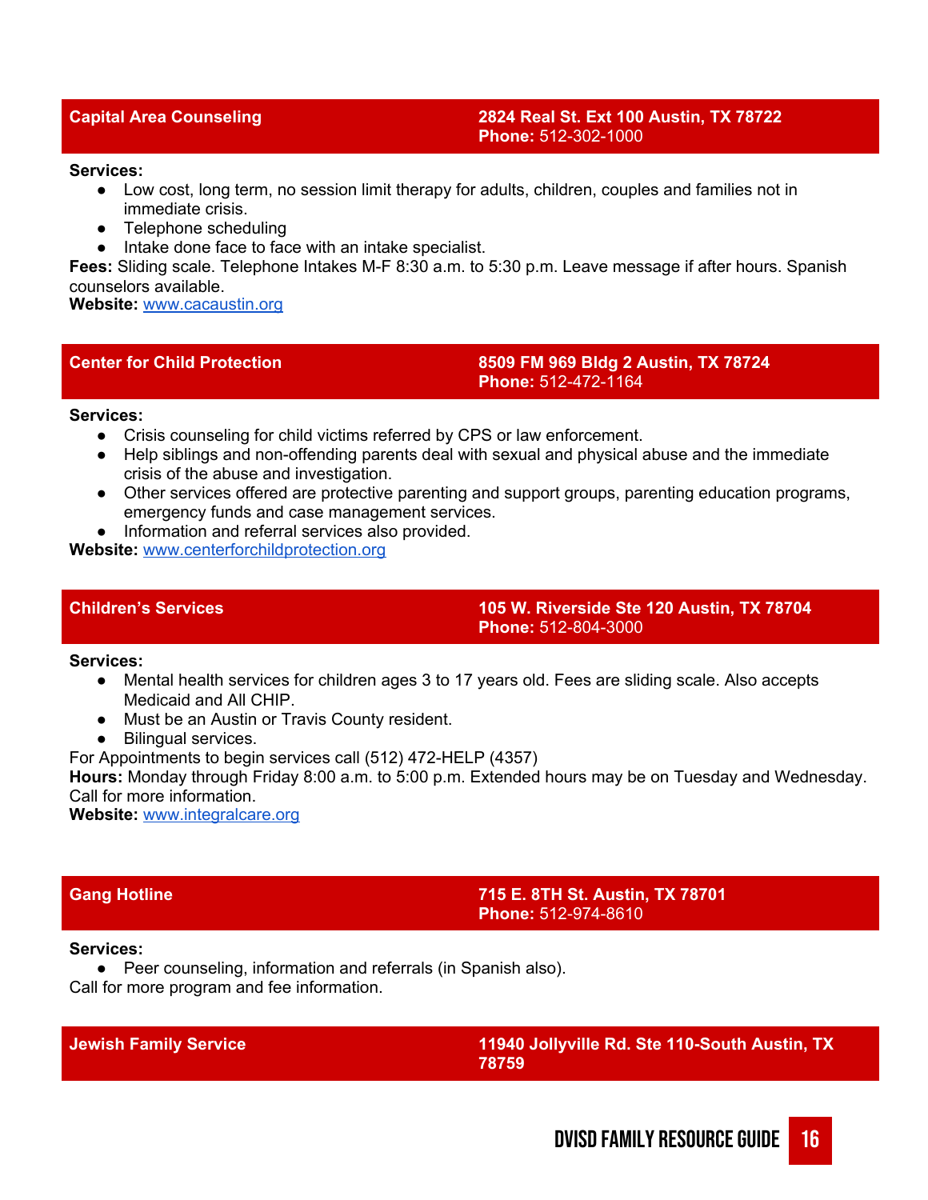## Capital Area Counseling

**2824 Real St. Ext 100 Austin, TX 78722**
**Phone:** 512-302-1000

**Services:**

- Low cost, long term, no session limit therapy for adults, children, couples and families not in immediate crisis.
- Telephone scheduling
- Intake done face to face with an intake specialist.

**Fees:** Sliding scale. Telephone Intakes M-F 8:30 a.m. to 5:30 p.m. Leave message if after hours. Spanish counselors available.
**Website:** www.cacaustin.org

## Center for Child Protection

**8509 FM 969 Bldg 2 Austin, TX 78724**
**Phone:** 512-472-1164

**Services:**

- Crisis counseling for child victims referred by CPS or law enforcement.
- Help siblings and non-offending parents deal with sexual and physical abuse and the immediate crisis of the abuse and investigation.
- Other services offered are protective parenting and support groups, parenting education programs, emergency funds and case management services.
- Information and referral services also provided.

**Website:** www.centerforchildprotection.org

## Children's Services

**105 W. Riverside Ste 120 Austin, TX 78704**
**Phone:** 512-804-3000

**Services:**

- Mental health services for children ages 3 to 17 years old. Fees are sliding scale. Also accepts Medicaid and All CHIP.
- Must be an Austin or Travis County resident.
- Bilingual services.

For Appointments to begin services call (512) 472-HELP (4357)
**Hours:** Monday through Friday 8:00 a.m. to 5:00 p.m. Extended hours may be on Tuesday and Wednesday. Call for more information.
**Website:** www.integralcare.org

## Gang Hotline

**715 E. 8TH St. Austin, TX 78701**
**Phone:** 512-974-8610

**Services:**

- Peer counseling, information and referrals (in Spanish also).

Call for more program and fee information.

## Jewish Family Service

**11940 Jollyville Rd. Ste 110-South Austin, TX 78759**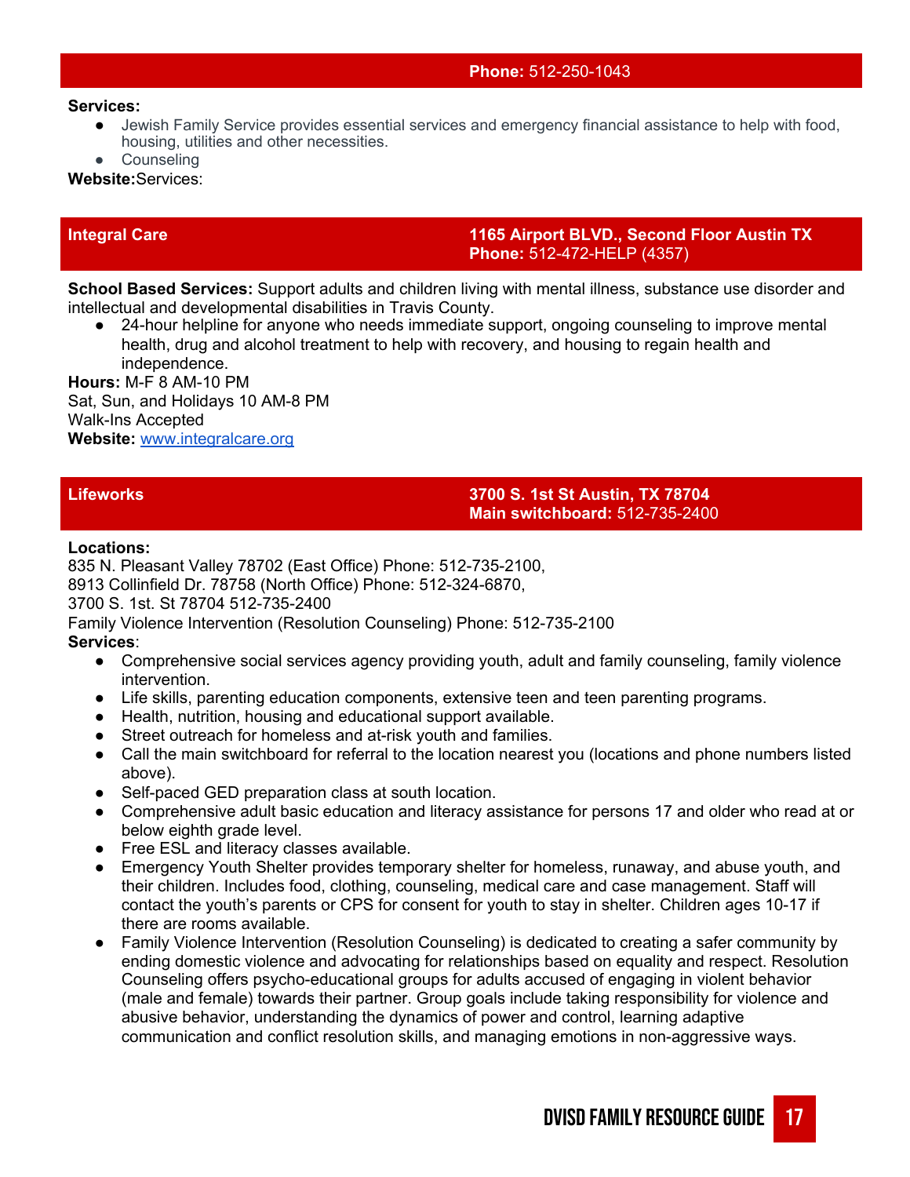**Phone:** 512-250-1043

**Services:**

- Jewish Family Service provides essential services and emergency financial assistance to help with food, housing, utilities and other necessities.
- Counseling

**Website:**Services:

## Integral Care

**1165 Airport BLVD., Second Floor Austin TX**
**Phone:** 512-472-HELP (4357)

**School Based Services:** Support adults and children living with mental illness, substance use disorder and intellectual and developmental disabilities in Travis County.

- 24-hour helpline for anyone who needs immediate support, ongoing counseling to improve mental health, drug and alcohol treatment to help with recovery, and housing to regain health and independence.

**Hours:** M-F 8 AM-10 PM
Sat, Sun, and Holidays 10 AM-8 PM
Walk-Ins Accepted
**Website:** www.integralcare.org

## Lifeworks

**3700 S. 1st St Austin, TX 78704**
**Main switchboard:** 512-735-2400

**Locations:**
835 N. Pleasant Valley 78702 (East Office) Phone: 512-735-2100,
8913 Collinfield Dr. 78758 (North Office) Phone: 512-324-6870,
3700 S. 1st. St 78704 512-735-2400
Family Violence Intervention (Resolution Counseling) Phone: 512-735-2100
**Services**:

- Comprehensive social services agency providing youth, adult and family counseling, family violence intervention.
- Life skills, parenting education components, extensive teen and teen parenting programs.
- Health, nutrition, housing and educational support available.
- Street outreach for homeless and at-risk youth and families.
- Call the main switchboard for referral to the location nearest you (locations and phone numbers listed above).
- Self-paced GED preparation class at south location.
- Comprehensive adult basic education and literacy assistance for persons 17 and older who read at or below eighth grade level.
- Free ESL and literacy classes available.
- Emergency Youth Shelter provides temporary shelter for homeless, runaway, and abuse youth, and their children. Includes food, clothing, counseling, medical care and case management. Staff will contact the youth's parents or CPS for consent for youth to stay in shelter. Children ages 10-17 if there are rooms available.
- Family Violence Intervention (Resolution Counseling) is dedicated to creating a safer community by ending domestic violence and advocating for relationships based on equality and respect. Resolution Counseling offers psycho-educational groups for adults accused of engaging in violent behavior (male and female) towards their partner. Group goals include taking responsibility for violence and abusive behavior, understanding the dynamics of power and control, learning adaptive communication and conflict resolution skills, and managing emotions in non-aggressive ways.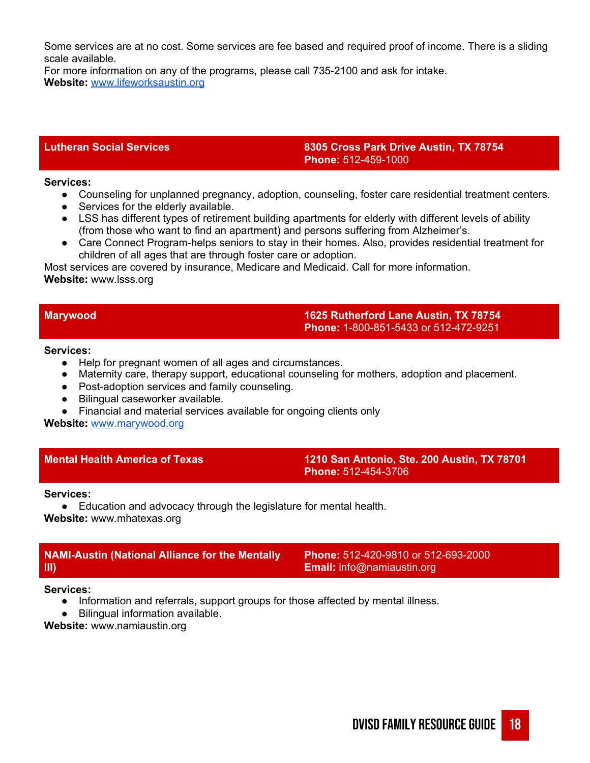Some services are at no cost. Some services are fee based and required proof of income. There is a sliding scale available.
For more information on any of the programs, please call 735-2100 and ask for intake.
**Website:** [www.lifeworksaustin.org](http://www.lifeworksaustin.org)

## Lutheran Social Services

**8305 Cross Park Drive Austin, TX 78754**
**Phone:** 512-459-1000

**Services:**

- Counseling for unplanned pregnancy, adoption, counseling, foster care residential treatment centers.
- Services for the elderly available.
- LSS has different types of retirement building apartments for elderly with different levels of ability (from those who want to find an apartment) and persons suffering from Alzheimer's.
- Care Connect Program-helps seniors to stay in their homes. Also, provides residential treatment for children of all ages that are through foster care or adoption.

Most services are covered by insurance, Medicare and Medicaid. Call for more information.
**Website:** www.lsss.org

## Marywood

**1625 Rutherford Lane Austin, TX 78754**
**Phone:** 1-800-851-5433 or 512-472-9251

**Services:**

- Help for pregnant women of all ages and circumstances.
- Maternity care, therapy support, educational counseling for mothers, adoption and placement.
- Post-adoption services and family counseling.
- Bilingual caseworker available.
- Financial and material services available for ongoing clients only

**Website:** [www.marywood.org](http://www.marywood.org)

## Mental Health America of Texas

**1210 San Antonio, Ste. 200 Austin, TX 78701**
**Phone:** 512-454-3706

**Services:**

- Education and advocacy through the legislature for mental health.

**Website:** www.mhatexas.org

## NAMI-Austin (National Alliance for the Mentally Ill)

**Phone:** 512-420-9810 or 512-693-2000
**Email:** info@namiaustin.org

**Services:**

- Information and referrals, support groups for those affected by mental illness.
- Bilingual information available.

**Website:** www.namiaustin.org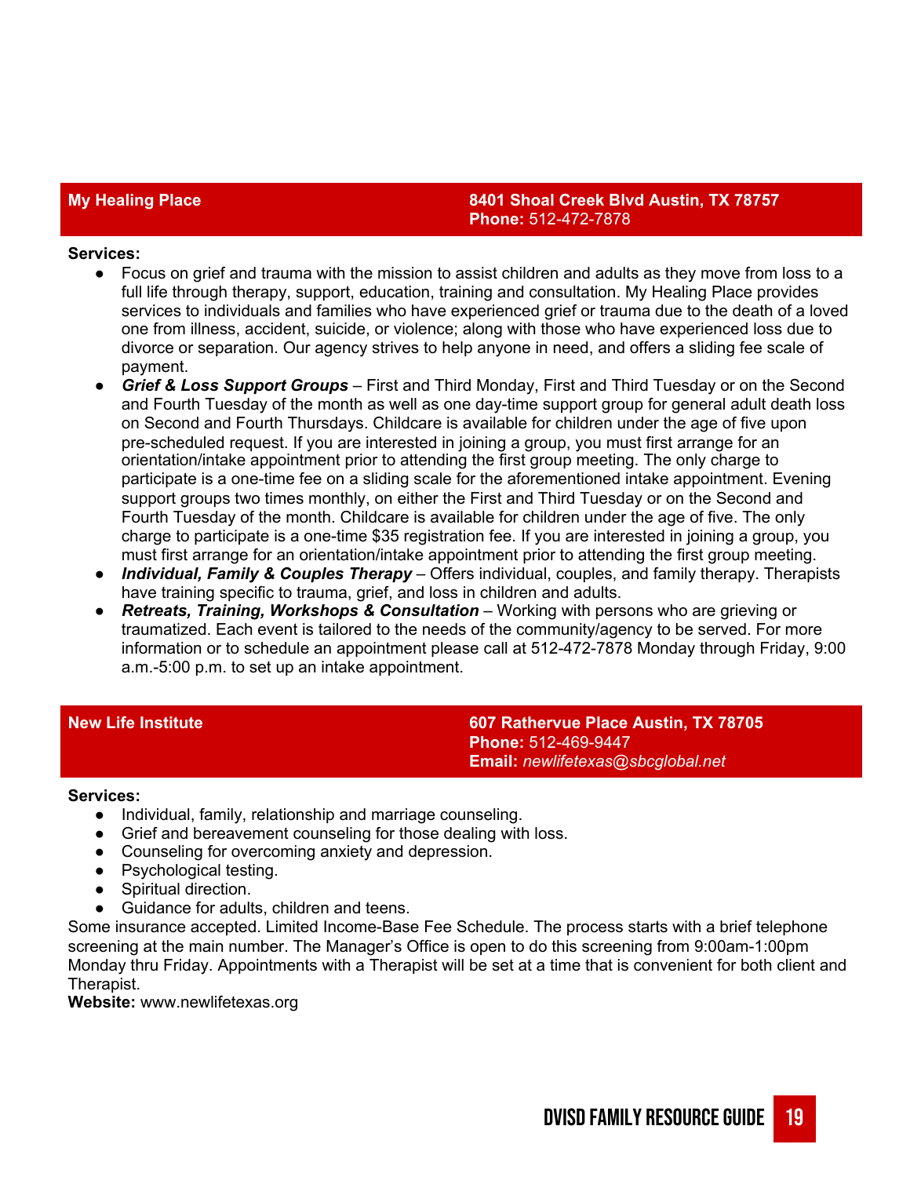## My Healing Place

**8401 Shoal Creek Blvd Austin, TX 78757**
**Phone:** 512-472-7878

**Services:**

- Focus on grief and trauma with the mission to assist children and adults as they move from loss to a full life through therapy, support, education, training and consultation. My Healing Place provides services to individuals and families who have experienced grief or trauma due to the death of a loved one from illness, accident, suicide, or violence; along with those who have experienced loss due to divorce or separation. Our agency strives to help anyone in need, and offers a sliding fee scale of payment.
- ***Grief & Loss Support Groups*** – First and Third Monday, First and Third Tuesday or on the Second and Fourth Tuesday of the month as well as one day-time support group for general adult death loss on Second and Fourth Thursdays. Childcare is available for children under the age of five upon pre-scheduled request. If you are interested in joining a group, you must first arrange for an orientation/intake appointment prior to attending the first group meeting. The only charge to participate is a one-time fee on a sliding scale for the aforementioned intake appointment. Evening support groups two times monthly, on either the First and Third Tuesday or on the Second and Fourth Tuesday of the month. Childcare is available for children under the age of five. The only charge to participate is a one-time $35 registration fee. If you are interested in joining a group, you must first arrange for an orientation/intake appointment prior to attending the first group meeting.
- ***Individual, Family & Couples Therapy*** – Offers individual, couples, and family therapy. Therapists have training specific to trauma, grief, and loss in children and adults.
- ***Retreats, Training, Workshops & Consultation*** – Working with persons who are grieving or traumatized. Each event is tailored to the needs of the community/agency to be served. For more information or to schedule an appointment please call at 512-472-7878 Monday through Friday, 9:00 a.m.-5:00 p.m. to set up an intake appointment.

## New Life Institute

**607 Rathervue Place Austin, TX 78705**
**Phone:** 512-469-9447
**Email:** *newlifetexas@sbcglobal.net*

**Services:**

- Individual, family, relationship and marriage counseling.
- Grief and bereavement counseling for those dealing with loss.
- Counseling for overcoming anxiety and depression.
- Psychological testing.
- Spiritual direction.
- Guidance for adults, children and teens.

Some insurance accepted. Limited Income-Base Fee Schedule. The process starts with a brief telephone screening at the main number. The Manager's Office is open to do this screening from 9:00am-1:00pm Monday thru Friday. Appointments with a Therapist will be set at a time that is convenient for both client and Therapist.

**Website:** www.newlifetexas.org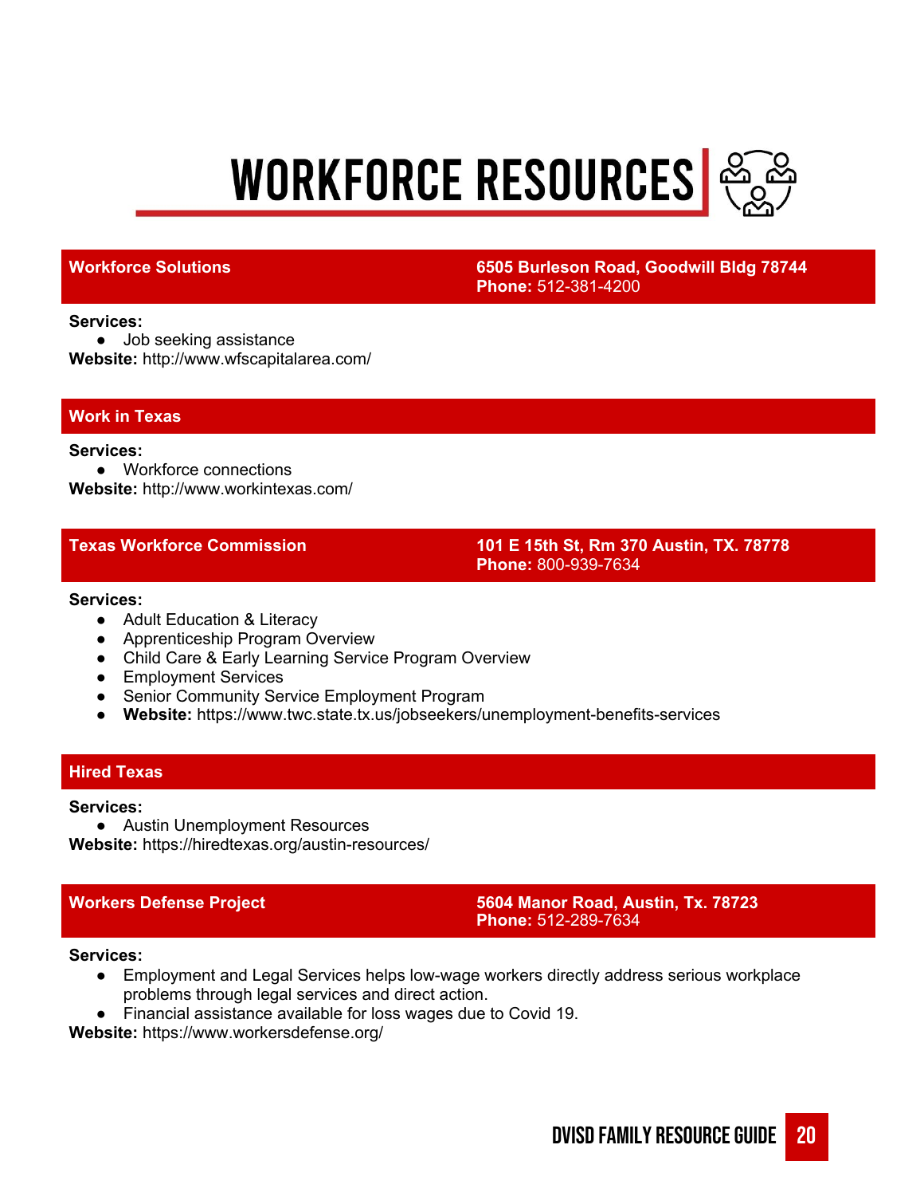# WORKFORCE RESOURCES

## Workforce Solutions

**6505 Burleson Road, Goodwill Bldg 78744**
**Phone:** 512-381-4200

**Services:**
- Job seeking assistance

**Website:** http://www.wfscapitalarea.com/

## Work in Texas

**Services:**
- Workforce connections

**Website:** http://www.workintexas.com/

## Texas Workforce Commission

**101 E 15th St, Rm 370 Austin, TX. 78778**
**Phone:** 800-939-7634

**Services:**
- Adult Education & Literacy
- Apprenticeship Program Overview
- Child Care & Early Learning Service Program Overview
- Employment Services
- Senior Community Service Employment Program
- **Website:** https://www.twc.state.tx.us/jobseekers/unemployment-benefits-services

## Hired Texas

**Services:**
- Austin Unemployment Resources

**Website:** https://hiredtexas.org/austin-resources/

## Workers Defense Project

**5604 Manor Road, Austin, Tx. 78723**
**Phone:** 512-289-7634

**Services:**
- Employment and Legal Services helps low-wage workers directly address serious workplace problems through legal services and direct action.
- Financial assistance available for loss wages due to Covid 19.

**Website:** https://www.workersdefense.org/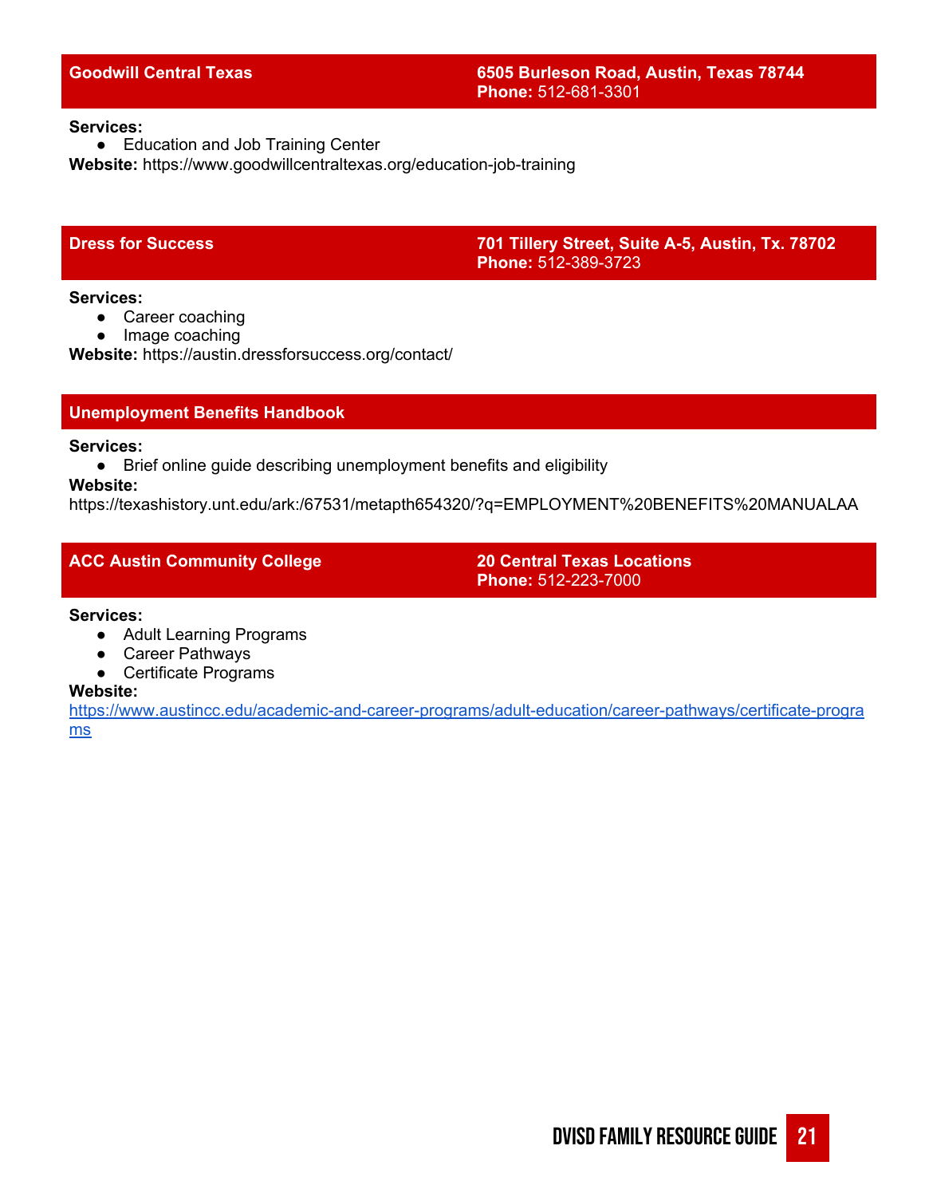## Goodwill Central Texas

**6505 Burleson Road, Austin, Texas 78744**
**Phone:** 512-681-3301

**Services:**

- Education and Job Training Center

**Website:** https://www.goodwillcentraltexas.org/education-job-training

## Dress for Success

**701 Tillery Street, Suite A-5, Austin, Tx. 78702**
**Phone:** 512-389-3723

**Services:**

- Career coaching
- Image coaching

**Website:** https://austin.dressforsuccess.org/contact/

## Unemployment Benefits Handbook

**Services:**

- Brief online guide describing unemployment benefits and eligibility

**Website:**
https://texashistory.unt.edu/ark:/67531/metapth654320/?q=EMPLOYMENT%20BENEFITS%20MANUALAA

## ACC Austin Community College

**20 Central Texas Locations**
**Phone:** 512-223-7000

**Services:**

- Adult Learning Programs
- Career Pathways
- Certificate Programs

**Website:**
https://www.austincc.edu/academic-and-career-programs/adult-education/career-pathways/certificate-programs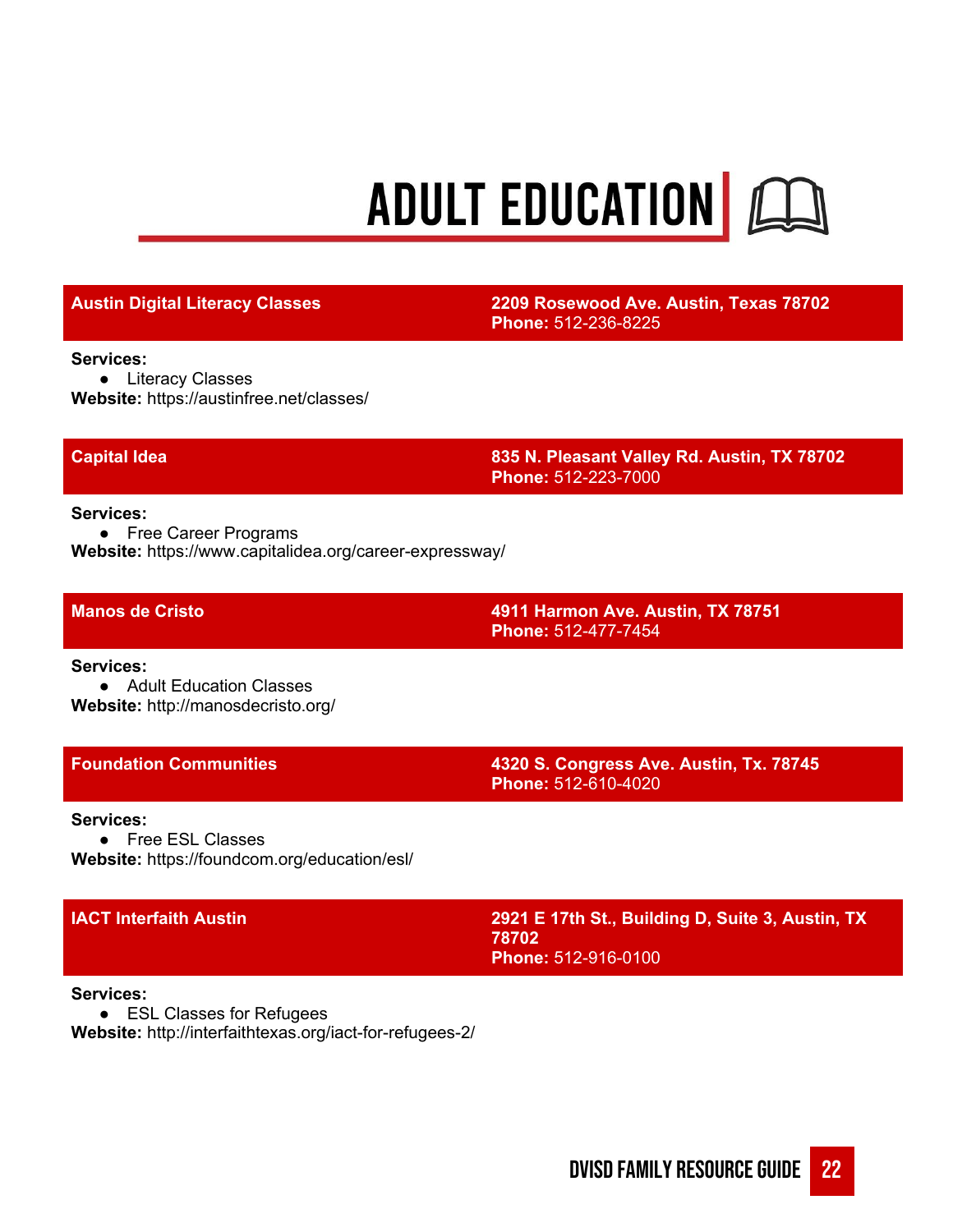# ADULT EDUCATION

## Austin Digital Literacy Classes

**2209 Rosewood Ave. Austin, Texas 78702**
**Phone:** 512-236-8225

**Services:**

- Literacy Classes

**Website:** https://austinfree.net/classes/

## Capital Idea

**835 N. Pleasant Valley Rd. Austin, TX 78702**
**Phone:** 512-223-7000

**Services:**

- Free Career Programs

**Website:** https://www.capitalidea.org/career-expressway/

## Manos de Cristo

**4911 Harmon Ave. Austin, TX 78751**
**Phone:** 512-477-7454

**Services:**

- Adult Education Classes

**Website:** http://manosdecristo.org/

## Foundation Communities

**4320 S. Congress Ave. Austin, Tx. 78745**
**Phone:** 512-610-4020

**Services:**

- Free ESL Classes

**Website:** https://foundcom.org/education/esl/

## IACT Interfaith Austin

**2921 E 17th St., Building D, Suite 3, Austin, TX 78702**
**Phone:** 512-916-0100

**Services:**

- ESL Classes for Refugees

**Website:** http://interfaithtexas.org/iact-for-refugees-2/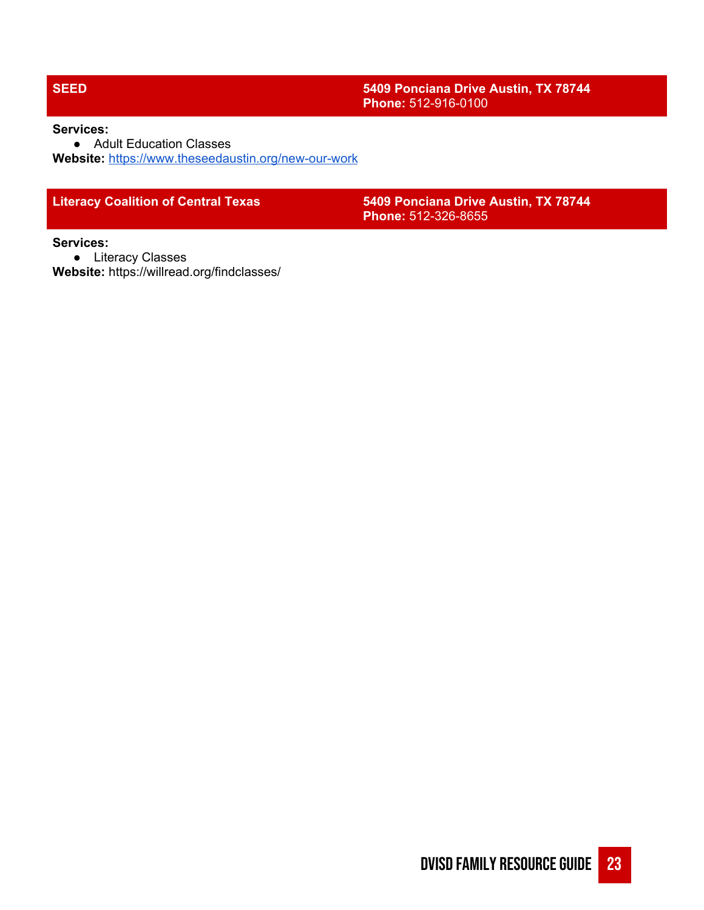## SEED

**5409 Ponciana Drive Austin, TX 78744**
**Phone:** 512-916-0100

**Services:**

- Adult Education Classes

**Website:** [https://www.theseedaustin.org/new-our-work](https://www.theseedaustin.org/new-our-work)

## Literacy Coalition of Central Texas

**5409 Ponciana Drive Austin, TX 78744**
**Phone:** 512-326-8655

**Services:**

- Literacy Classes

**Website:** https://willread.org/findclasses/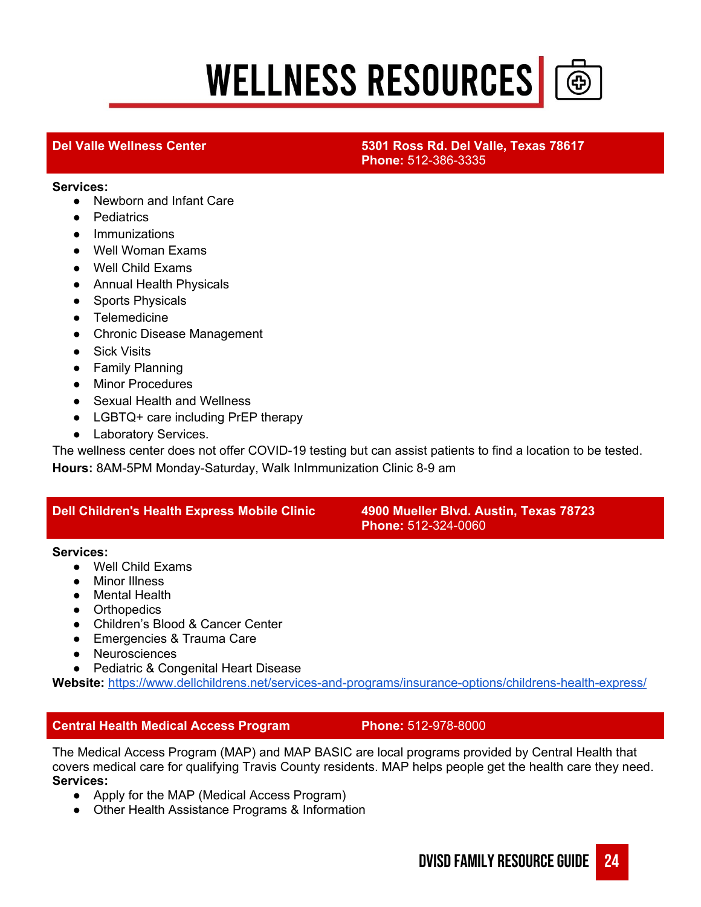# WELLNESS RESOURCES

## Del Valle Wellness Center

**5301 Ross Rd. Del Valle, Texas 78617**
**Phone:** 512-386-3335

**Services:**

- Newborn and Infant Care
- Pediatrics
- Immunizations
- Well Woman Exams
- Well Child Exams
- Annual Health Physicals
- Sports Physicals
- Telemedicine
- Chronic Disease Management
- Sick Visits
- Family Planning
- Minor Procedures
- Sexual Health and Wellness
- LGBTQ+ care including PrEP therapy
- Laboratory Services.

The wellness center does not offer COVID-19 testing but can assist patients to find a location to be tested.

**Hours:** 8AM-5PM Monday-Saturday, Walk InImmunization Clinic 8-9 am

## Dell Children's Health Express Mobile Clinic

**4900 Mueller Blvd. Austin, Texas 78723**
**Phone:** 512-324-0060

**Services:**

- Well Child Exams
- Minor Illness
- Mental Health
- Orthopedics
- Children's Blood & Cancer Center
- Emergencies & Trauma Care
- Neurosciences
- Pediatric & Congenital Heart Disease

**Website:** https://www.dellchildrens.net/services-and-programs/insurance-options/childrens-health-express/

## Central Health Medical Access Program

**Phone:** 512-978-8000

The Medical Access Program (MAP) and MAP BASIC are local programs provided by Central Health that covers medical care for qualifying Travis County residents. MAP helps people get the health care they need.

**Services:**

- Apply for the MAP (Medical Access Program)
- Other Health Assistance Programs & Information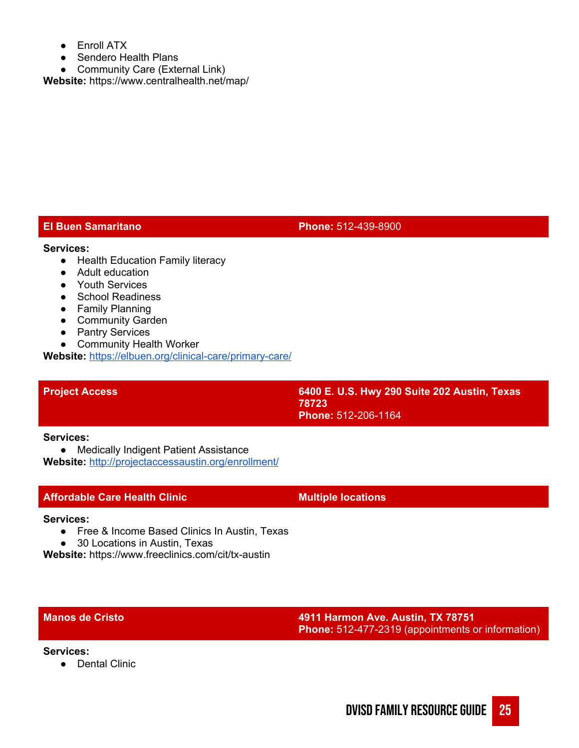- Enroll ATX
- Sendero Health Plans
- Community Care (External Link)

**Website:** https://www.centralhealth.net/map/

## El Buen Samaritano

**Phone:** 512-439-8900

**Services:**

- Health Education Family literacy
- Adult education
- Youth Services
- School Readiness
- Family Planning
- Community Garden
- Pantry Services
- Community Health Worker

**Website:** https://elbuen.org/clinical-care/primary-care/

## Project Access

**6400 E. U.S. Hwy 290 Suite 202 Austin, Texas 78723**
**Phone:** 512-206-1164

**Services:**

- Medically Indigent Patient Assistance

**Website:** http://projectaccessaustin.org/enrollment/

## Affordable Care Health Clinic

**Multiple locations**

**Services:**

- Free & Income Based Clinics In Austin, Texas
- 30 Locations in Austin, Texas

**Website:** https://www.freeclinics.com/cit/tx-austin

## Manos de Cristo

**4911 Harmon Ave. Austin, TX 78751**
**Phone:** 512-477-2319 (appointments or information)

**Services:**

- Dental Clinic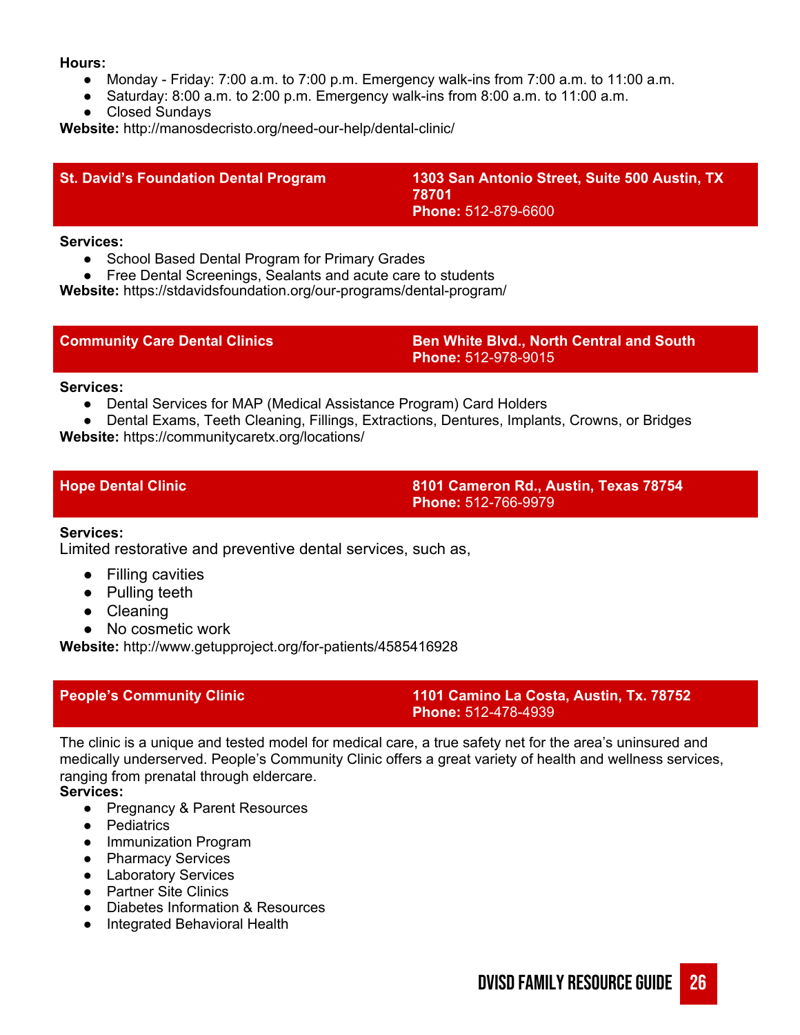**Hours:**

- Monday - Friday: 7:00 a.m. to 7:00 p.m. Emergency walk-ins from 7:00 a.m. to 11:00 a.m.
- Saturday: 8:00 a.m. to 2:00 p.m. Emergency walk-ins from 8:00 a.m. to 11:00 a.m.
- Closed Sundays

**Website:** http://manosdecristo.org/need-our-help/dental-clinic/

## St. David's Foundation Dental Program

**1303 San Antonio Street, Suite 500 Austin, TX 78701**
**Phone:** 512-879-6600

**Services:**

- School Based Dental Program for Primary Grades
- Free Dental Screenings, Sealants and acute care to students

**Website:** https://stdavidsfoundation.org/our-programs/dental-program/

## Community Care Dental Clinics

**Ben White Blvd., North Central and South**
**Phone:** 512-978-9015

**Services:**

- Dental Services for MAP (Medical Assistance Program) Card Holders
- Dental Exams, Teeth Cleaning, Fillings, Extractions, Dentures, Implants, Crowns, or Bridges

**Website:** https://communitycaretx.org/locations/

## Hope Dental Clinic

**8101 Cameron Rd., Austin, Texas 78754**
**Phone:** 512-766-9979

**Services:**

Limited restorative and preventive dental services, such as,

- Filling cavities
- Pulling teeth
- Cleaning
- No cosmetic work

**Website:** http://www.getupproject.org/for-patients/4585416928

## People's Community Clinic

**1101 Camino La Costa, Austin, Tx. 78752**
**Phone:** 512-478-4939

The clinic is a unique and tested model for medical care, a true safety net for the area's uninsured and medically underserved. People's Community Clinic offers a great variety of health and wellness services, ranging from prenatal through eldercare.

**Services:**

- Pregnancy & Parent Resources
- Pediatrics
- Immunization Program
- Pharmacy Services
- Laboratory Services
- Partner Site Clinics
- Diabetes Information & Resources
- Integrated Behavioral Health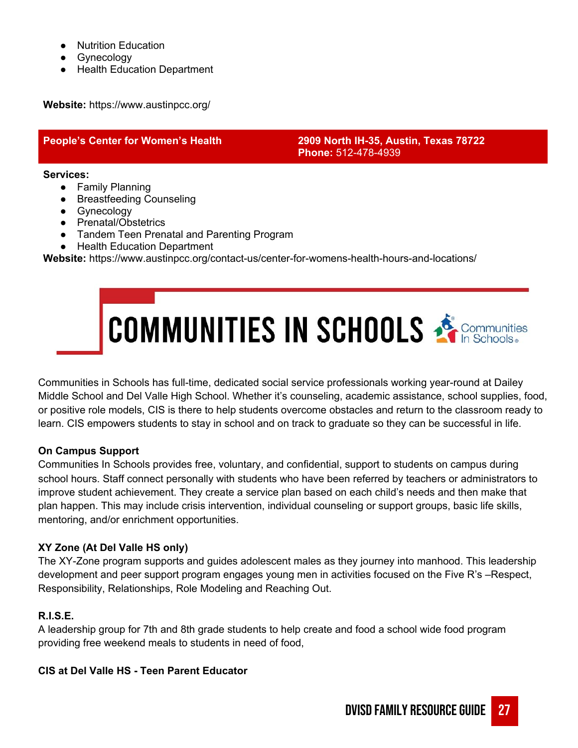- Nutrition Education
- Gynecology
- Health Education Department

**Website:** https://www.austinpcc.org/

**People's Center for Women's Health** | **2909 North IH-35, Austin, Texas 78722**
**Phone:** 512-478-4939

**Services:**

- Family Planning
- Breastfeeding Counseling
- Gynecology
- Prenatal/Obstetrics
- Tandem Teen Prenatal and Parenting Program
- Health Education Department

**Website:** https://www.austinpcc.org/contact-us/center-for-womens-health-hours-and-locations/

# COMMUNITIES IN SCHOOLS

Communities in Schools has full-time, dedicated social service professionals working year-round at Dailey Middle School and Del Valle High School. Whether it's counseling, academic assistance, school supplies, food, or positive role models, CIS is there to help students overcome obstacles and return to the classroom ready to learn. CIS empowers students to stay in school and on track to graduate so they can be successful in life.

**On Campus Support**

Communities In Schools provides free, voluntary, and confidential, support to students on campus during school hours. Staff connect personally with students who have been referred by teachers or administrators to improve student achievement. They create a service plan based on each child's needs and then make that plan happen. This may include crisis intervention, individual counseling or support groups, basic life skills, mentoring, and/or enrichment opportunities.

**XY Zone (At Del Valle HS only)**

The XY-Zone program supports and guides adolescent males as they journey into manhood. This leadership development and peer support program engages young men in activities focused on the Five R's –Respect, Responsibility, Relationships, Role Modeling and Reaching Out.

**R.I.S.E.**

A leadership group for 7th and 8th grade students to help create and food a school wide food program providing free weekend meals to students in need of food,

**CIS at Del Valle HS - Teen Parent Educator**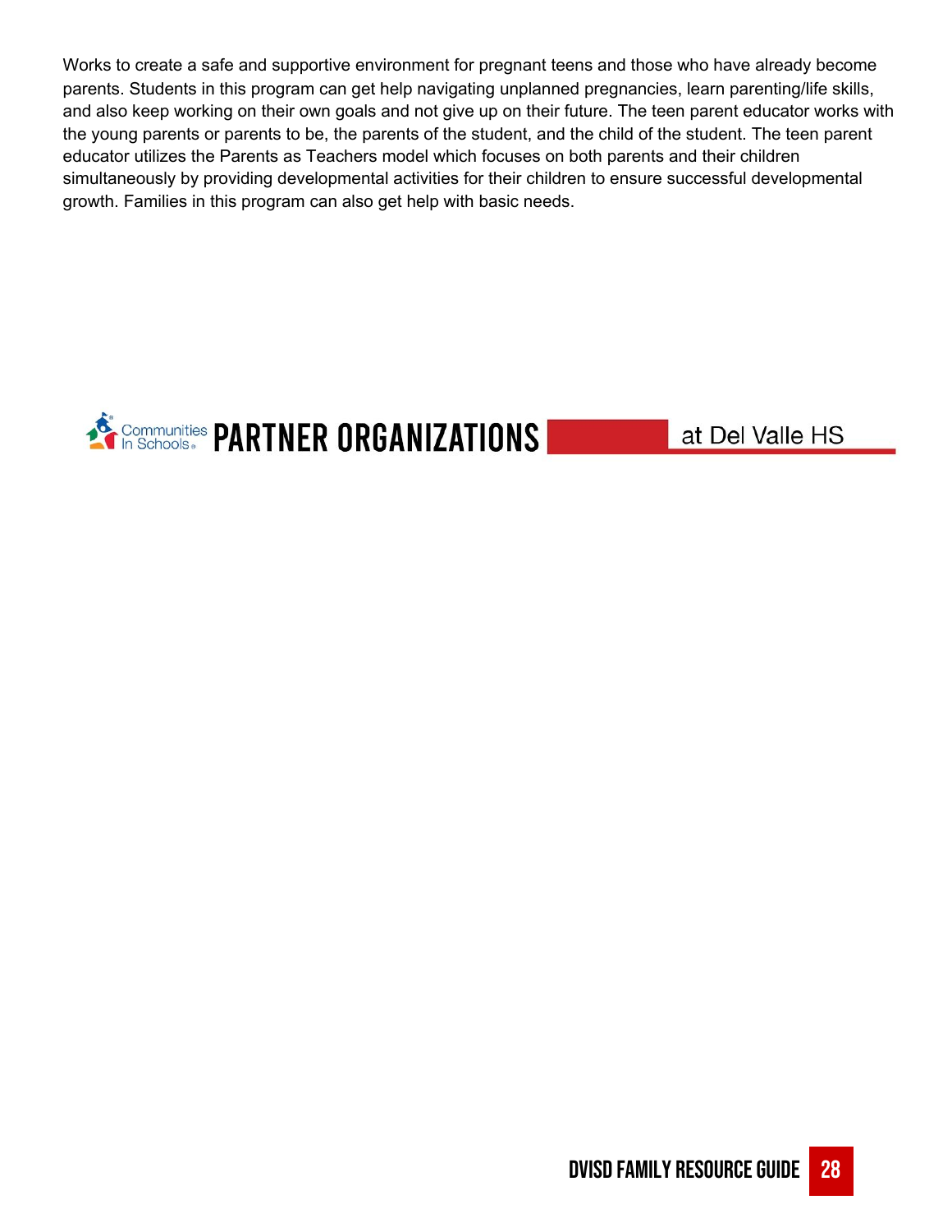Works to create a safe and supportive environment for pregnant teens and those who have already become parents. Students in this program can get help navigating unplanned pregnancies, learn parenting/life skills, and also keep working on their own goals and not give up on their future. The teen parent educator works with the young parents or parents to be, the parents of the student, and the child of the student. The teen parent educator utilizes the Parents as Teachers model which focuses on both parents and their children simultaneously by providing developmental activities for their children to ensure successful developmental growth. Families in this program can also get help with basic needs.

## Communities In Schools PARTNER ORGANIZATIONS at Del Valle HS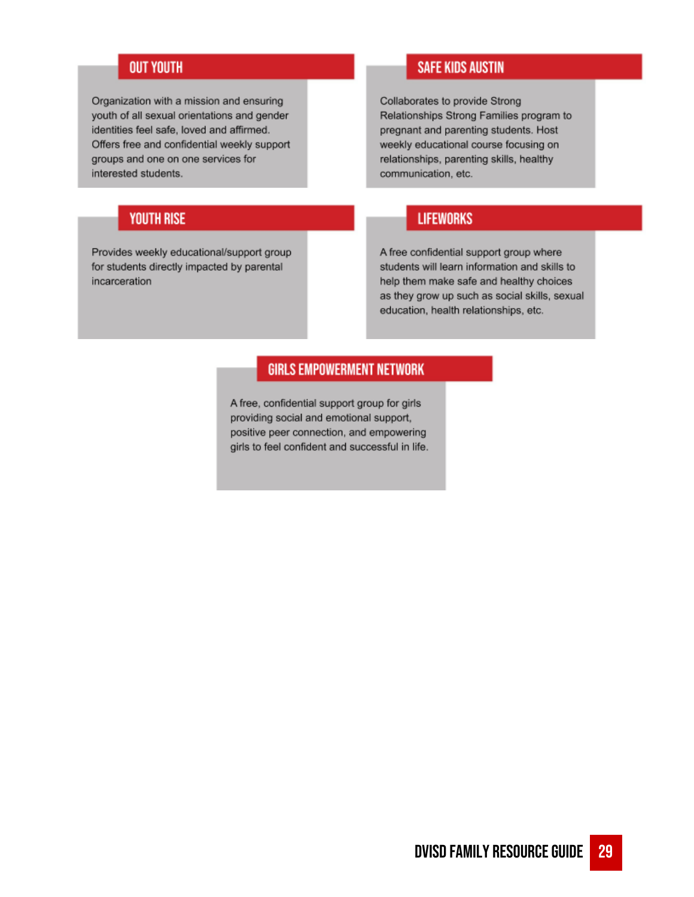## OUT YOUTH

Organization with a mission and ensuring youth of all sexual orientations and gender identities feel safe, loved and affirmed. Offers free and confidential weekly support groups and one on one services for interested students.

## SAFE KIDS AUSTIN

Collaborates to provide Strong Relationships Strong Families program to pregnant and parenting students. Host weekly educational course focusing on relationships, parenting skills, healthy communication, etc.

## YOUTH RISE

Provides weekly educational/support group for students directly impacted by parental incarceration

## LIFEWORKS

A free confidential support group where students will learn information and skills to help them make safe and healthy choices as they grow up such as social skills, sexual education, health relationships, etc.

## GIRLS EMPOWERMENT NETWORK

A free, confidential support group for girls providing social and emotional support, positive peer connection, and empowering girls to feel confident and successful in life.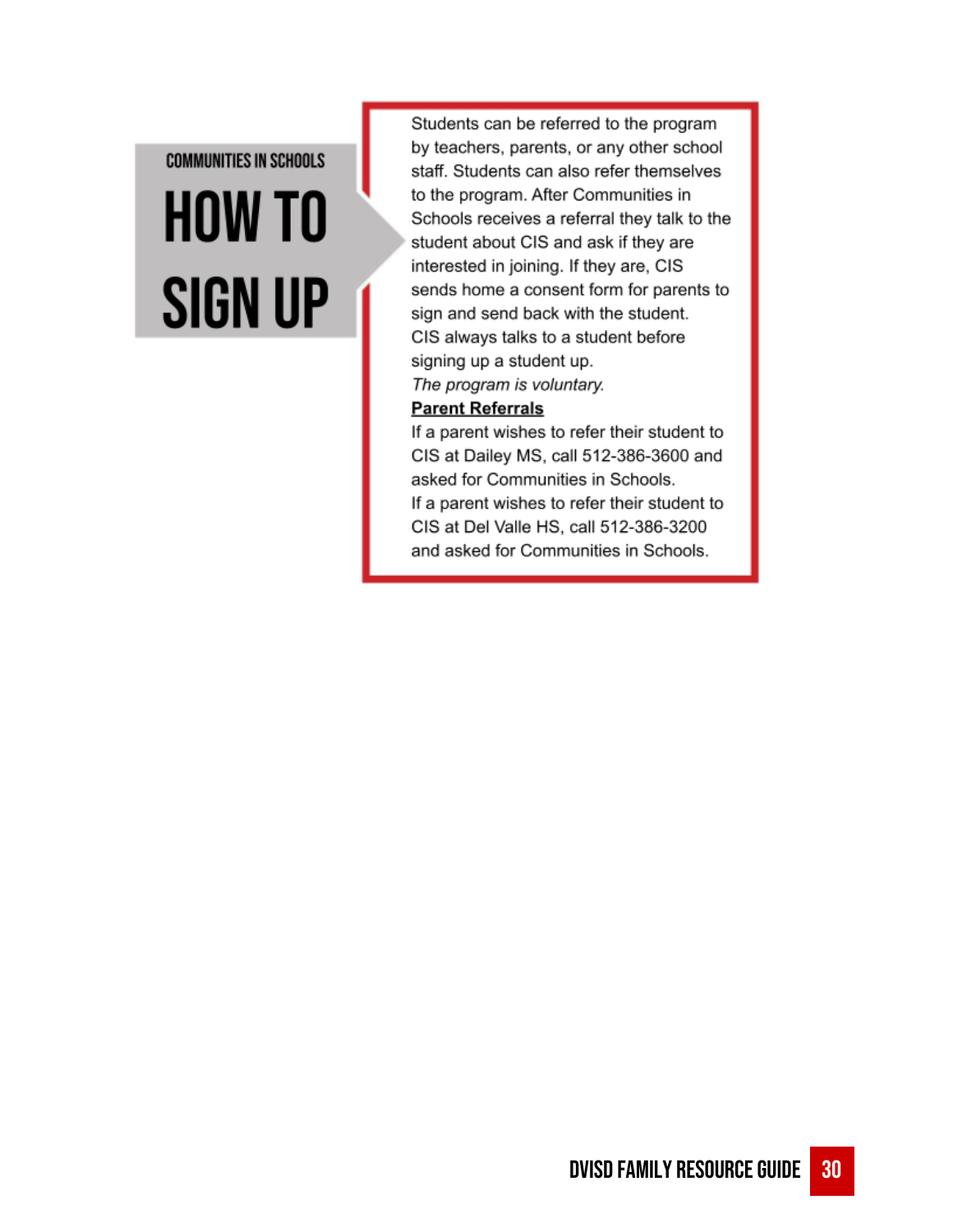COMMUNITIES IN SCHOOLS

# HOW TO SIGN UP

Students can be referred to the program by teachers, parents, or any other school staff. Students can also refer themselves to the program. After Communities in Schools receives a referral they talk to the student about CIS and ask if they are interested in joining. If they are, CIS sends home a consent form for parents to sign and send back with the student. CIS always talks to a student before signing up a student up.

*The program is voluntary.*

**Parent Referrals**

If a parent wishes to refer their student to CIS at Dailey MS, call 512-386-3600 and asked for Communities in Schools.

If a parent wishes to refer their student to CIS at Del Valle HS, call 512-386-3200 and asked for Communities in Schools.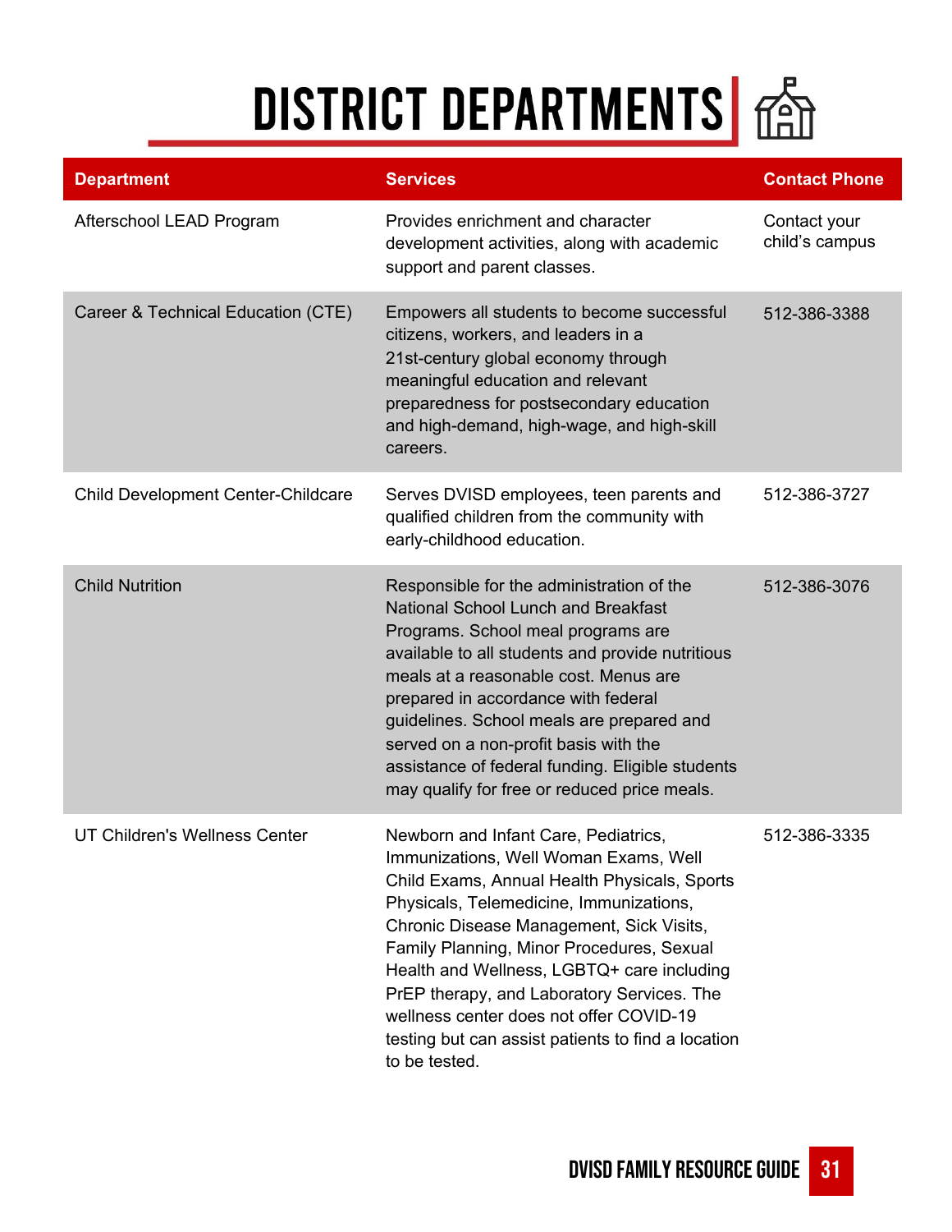# DISTRICT DEPARTMENTS

| Department | Services | Contact Phone |
|---|---|---|
| Afterschool LEAD Program | Provides enrichment and character development activities, along with academic support and parent classes. | Contact your child's campus |
| Career & Technical Education (CTE) | Empowers all students to become successful citizens, workers, and leaders in a 21st-century global economy through meaningful education and relevant preparedness for postsecondary education and high-demand, high-wage, and high-skill careers. | 512-386-3388 |
| Child Development Center-Childcare | Serves DVISD employees, teen parents and qualified children from the community with early-childhood education. | 512-386-3727 |
| Child Nutrition | Responsible for the administration of the National School Lunch and Breakfast Programs. School meal programs are available to all students and provide nutritious meals at a reasonable cost. Menus are prepared in accordance with federal guidelines. School meals are prepared and served on a non-profit basis with the assistance of federal funding. Eligible students may qualify for free or reduced price meals. | 512-386-3076 |
| UT Children's Wellness Center | Newborn and Infant Care, Pediatrics, Immunizations, Well Woman Exams, Well Child Exams, Annual Health Physicals, Sports Physicals, Telemedicine, Immunizations, Chronic Disease Management, Sick Visits, Family Planning, Minor Procedures, Sexual Health and Wellness, LGBTQ+ care including PrEP therapy, and Laboratory Services. The wellness center does not offer COVID-19 testing but can assist patients to find a location to be tested. | 512-386-3335 |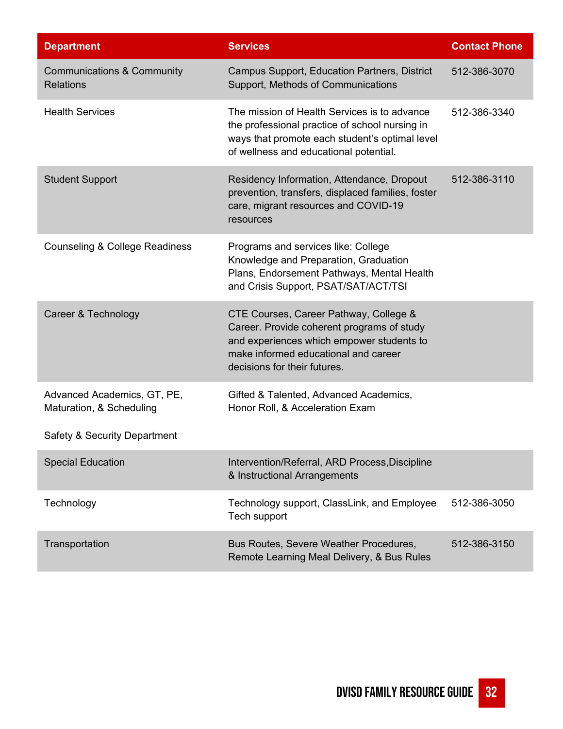| Department | Services | Contact Phone |
|---|---|---|
| Communications & Community Relations | Campus Support, Education Partners, District Support, Methods of Communications | 512-386-3070 |
| Health Services | The mission of Health Services is to advance the professional practice of school nursing in ways that promote each student's optimal level of wellness and educational potential. | 512-386-3340 |
| Student Support | Residency Information, Attendance, Dropout prevention, transfers, displaced families, foster care, migrant resources and COVID-19 resources | 512-386-3110 |
| Counseling & College Readiness | Programs and services like: College Knowledge and Preparation, Graduation Plans, Endorsement Pathways, Mental Health and Crisis Support, PSAT/SAT/ACT/TSI | |
| Career & Technology | CTE Courses, Career Pathway, College & Career. Provide coherent programs of study and experiences which empower students to make informed educational and career decisions for their futures. | |
| Advanced Academics, GT, PE, Maturation, & Scheduling | Gifted & Talented, Advanced Academics, Honor Roll, & Acceleration Exam | |
| Safety & Security Department | | |
| Special Education | Intervention/Referral, ARD Process,Discipline & Instructional Arrangements | |
| Technology | Technology support, ClassLink, and Employee Tech support | 512-386-3050 |
| Transportation | Bus Routes, Severe Weather Procedures, Remote Learning Meal Delivery, & Bus Rules | 512-386-3150 |